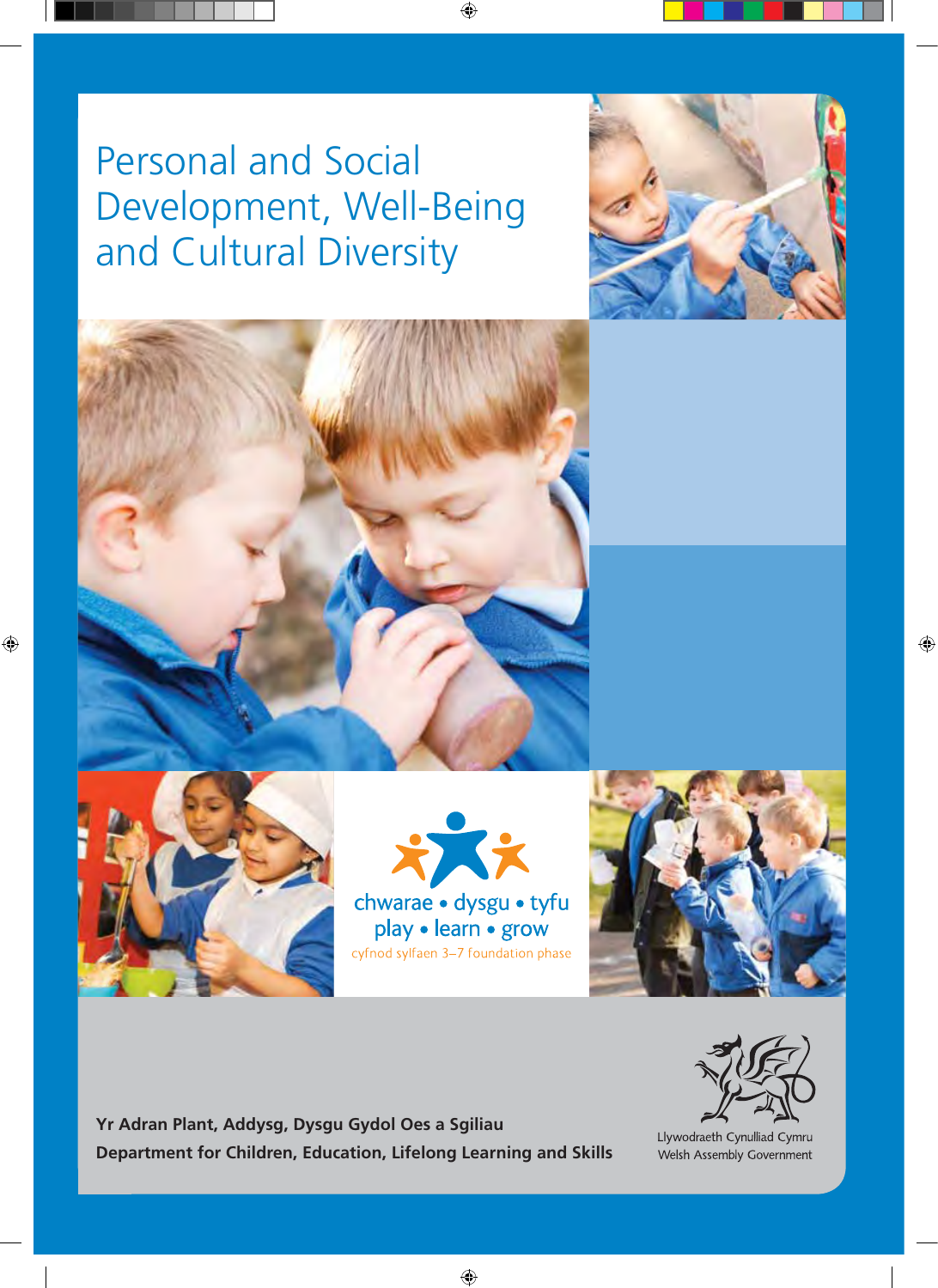# Personal and Social Development, Well-Being and Cultural Diversity

chwarae • dysgu • tyfu

play • learn • grow

cyfnod sylfaen 3–7 foundation phase

**Yr Adran Plant, Addysg, Dysgu Gydol Oes a Sgiliau**

**Department for Children, Education, Lifelong Learning and Skills**

Llywodraeth Cynulliad Cymru

Welsh Assembly Government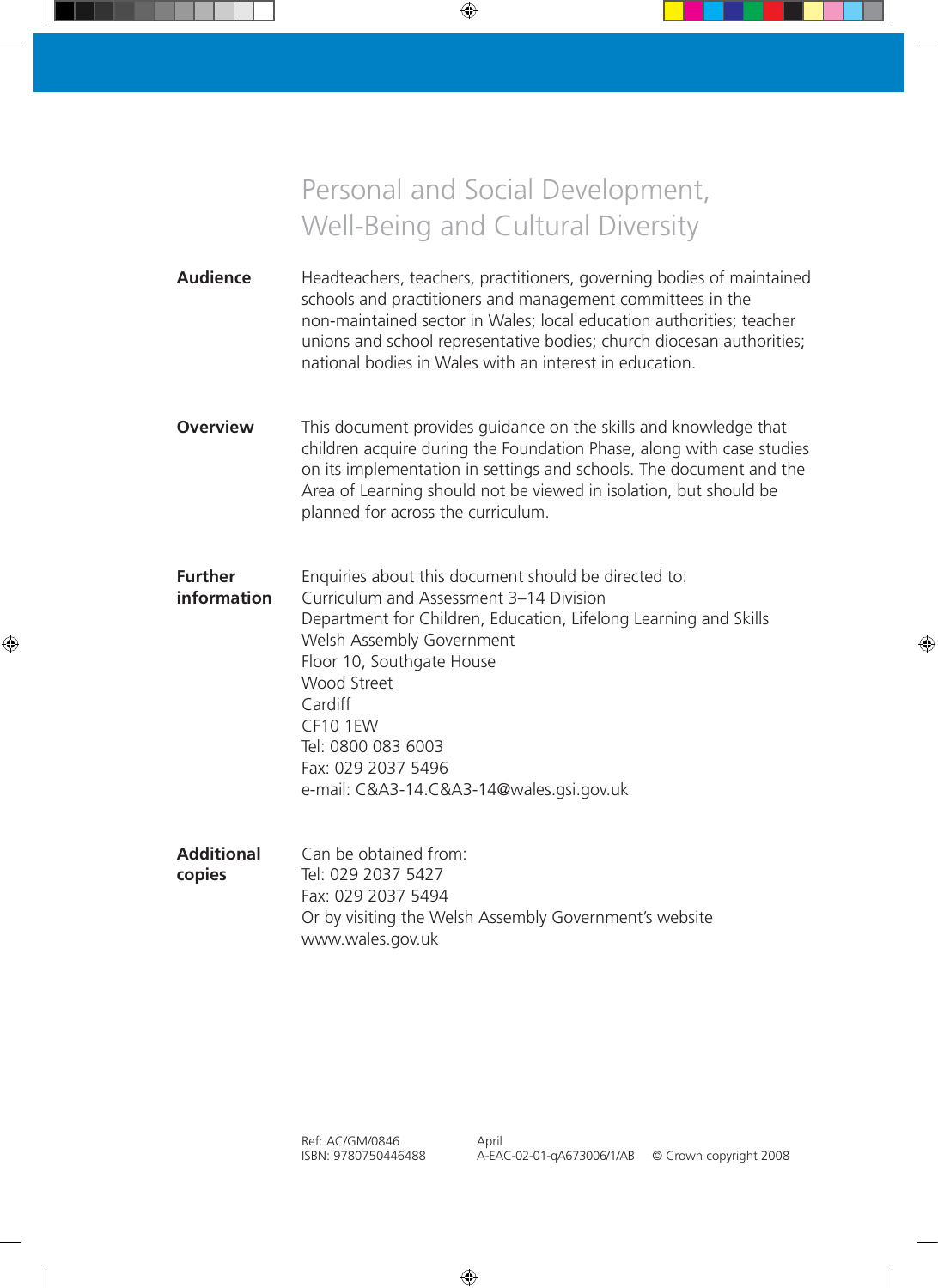# Personal and Social Development, Well-Being and Cultural Diversity

**Audience**

Headteachers, teachers, practitioners, governing bodies of maintained schools and practitioners and management committees in the non-maintained sector in Wales; local education authorities; teacher unions and school representative bodies; church diocesan authorities; national bodies in Wales with an interest in education.

**Overview**

This document provides guidance on the skills and knowledge that children acquire during the Foundation Phase, along with case studies on its implementation in settings and schools. The document and the Area of Learning should not be viewed in isolation, but should be planned for across the curriculum.

**Further information**

Enquiries about this document should be directed to:
Curriculum and Assessment 3–14 Division
Department for Children, Education, Lifelong Learning and Skills
Welsh Assembly Government
Floor 10, Southgate House
Wood Street
Cardiff
CF10 1EW
Tel: 0800 083 6003
Fax: 029 2037 5496
e-mail: C&A3-14.C&A3-14@wales.gsi.gov.uk

**Additional copies**

Can be obtained from:
Tel: 029 2037 5427
Fax: 029 2037 5494
Or by visiting the Welsh Assembly Government's website
www.wales.gov.uk

Ref: AC/GM/0846
ISBN: 9780750446488

April
A-EAC-02-01-qA673006/1/AB

© Crown copyright 2008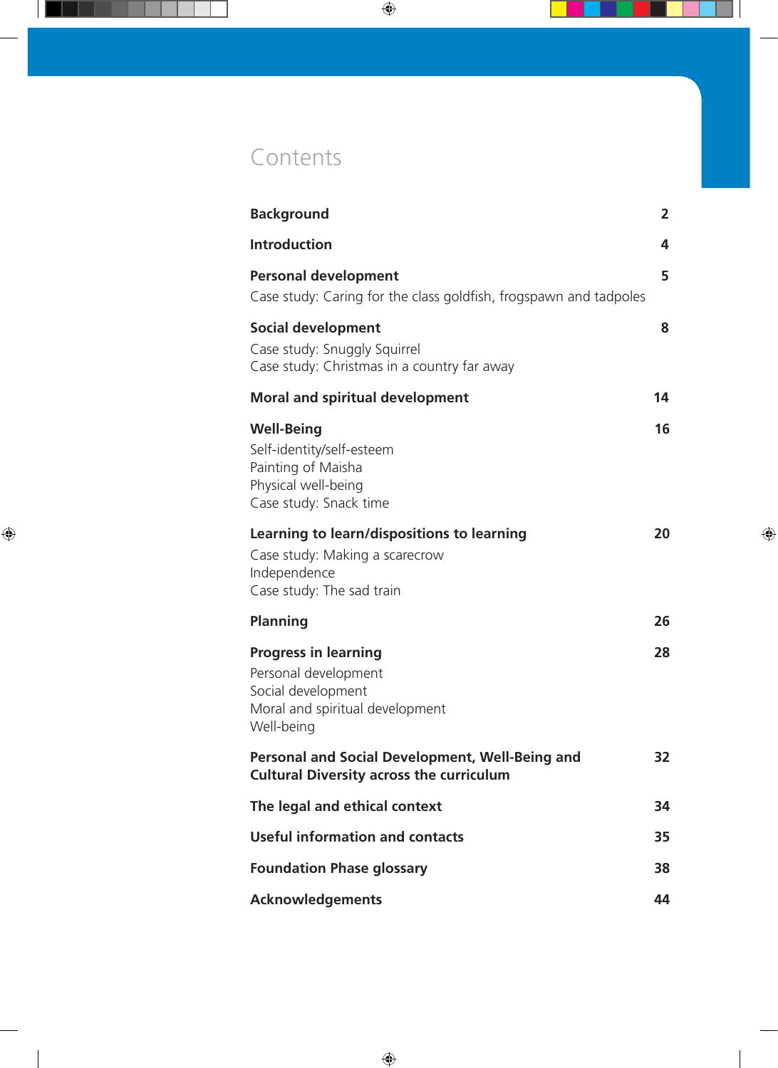# Contents

| | |
|---|---|
| **Background** | **2** |
| **Introduction** | **4** |
| **Personal development** | **5** |
| Case study: Caring for the class goldfish, frogspawn and tadpoles | |
| **Social development** | **8** |
| Case study: Snuggly Squirrel | |
| Case study: Christmas in a country far away | |
| **Moral and spiritual development** | **14** |
| **Well-Being** | **16** |
| Self-identity/self-esteem | |
| Painting of Maisha | |
| Physical well-being | |
| Case study: Snack time | |
| **Learning to learn/dispositions to learning** | **20** |
| Case study: Making a scarecrow | |
| Independence | |
| Case study: The sad train | |
| **Planning** | **26** |
| **Progress in learning** | **28** |
| Personal development | |
| Social development | |
| Moral and spiritual development | |
| Well-being | |
| **Personal and Social Development, Well-Being and Cultural Diversity across the curriculum** | **32** |
| **The legal and ethical context** | **34** |
| **Useful information and contacts** | **35** |
| **Foundation Phase glossary** | **38** |
| **Acknowledgements** | **44** |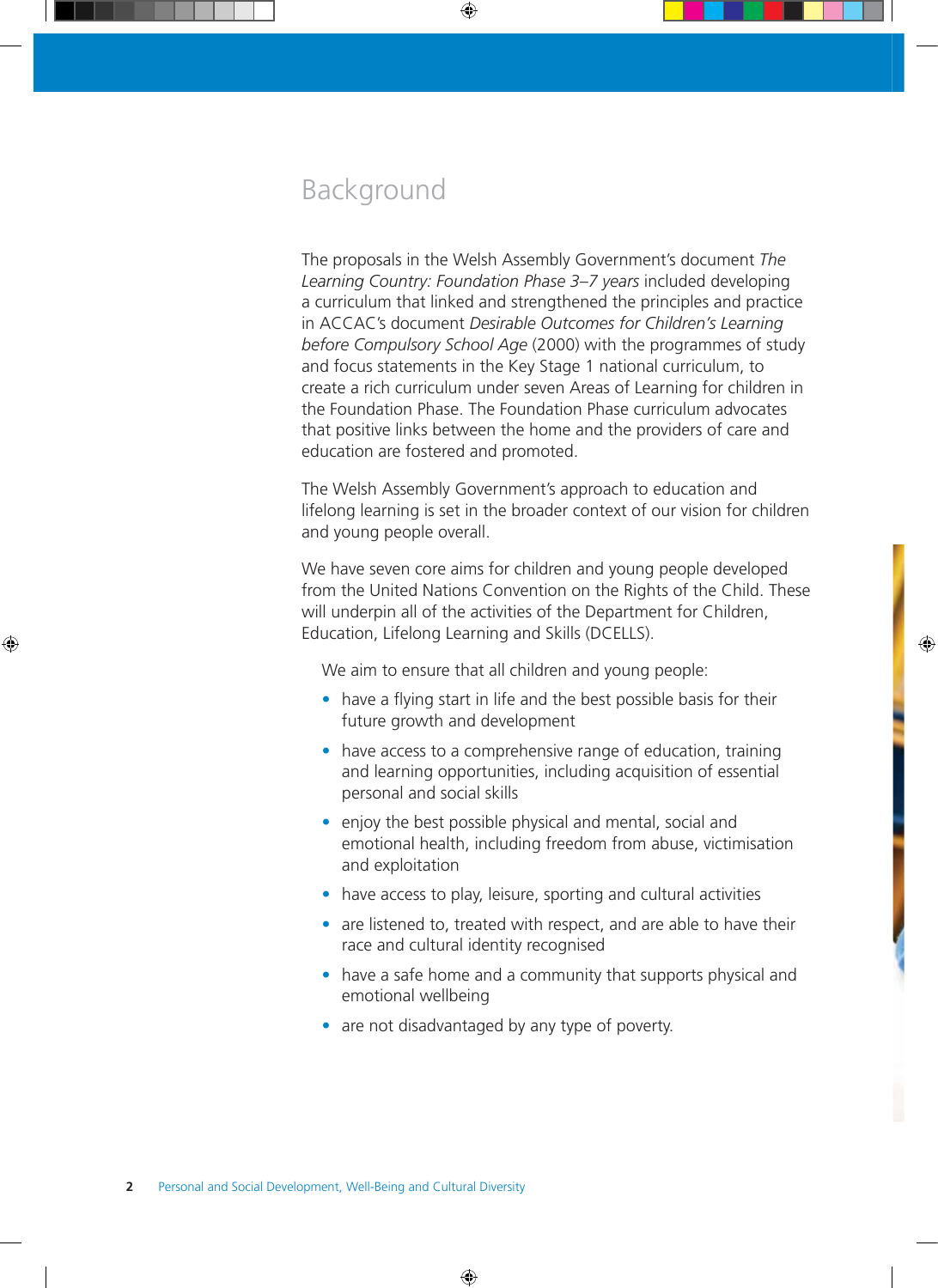# Background

The proposals in the Welsh Assembly Government's document *The Learning Country: Foundation Phase 3–7 years* included developing a curriculum that linked and strengthened the principles and practice in ACCAC's document *Desirable Outcomes for Children's Learning before Compulsory School Age* (2000) with the programmes of study and focus statements in the Key Stage 1 national curriculum, to create a rich curriculum under seven Areas of Learning for children in the Foundation Phase. The Foundation Phase curriculum advocates that positive links between the home and the providers of care and education are fostered and promoted.

The Welsh Assembly Government's approach to education and lifelong learning is set in the broader context of our vision for children and young people overall.

We have seven core aims for children and young people developed from the United Nations Convention on the Rights of the Child. These will underpin all of the activities of the Department for Children, Education, Lifelong Learning and Skills (DCELLS).

We aim to ensure that all children and young people:

- have a flying start in life and the best possible basis for their future growth and development
- have access to a comprehensive range of education, training and learning opportunities, including acquisition of essential personal and social skills
- enjoy the best possible physical and mental, social and emotional health, including freedom from abuse, victimisation and exploitation
- have access to play, leisure, sporting and cultural activities
- are listened to, treated with respect, and are able to have their race and cultural identity recognised
- have a safe home and a community that supports physical and emotional wellbeing
- are not disadvantaged by any type of poverty.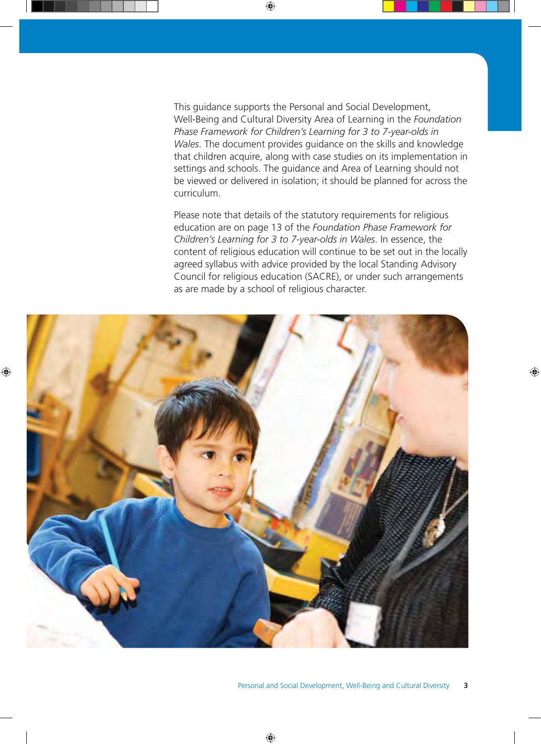This guidance supports the Personal and Social Development, Well-Being and Cultural Diversity Area of Learning in the *Foundation Phase Framework for Children's Learning for 3 to 7-year-olds in Wales*. The document provides guidance on the skills and knowledge that children acquire, along with case studies on its implementation in settings and schools. The guidance and Area of Learning should not be viewed or delivered in isolation; it should be planned for across the curriculum.

Please note that details of the statutory requirements for religious education are on page 13 of the *Foundation Phase Framework for Children's Learning for 3 to 7-year-olds in Wales*. In essence, the content of religious education will continue to be set out in the locally agreed syllabus with advice provided by the local Standing Advisory Council for religious education (SACRE), or under such arrangements as are made by a school of religious character.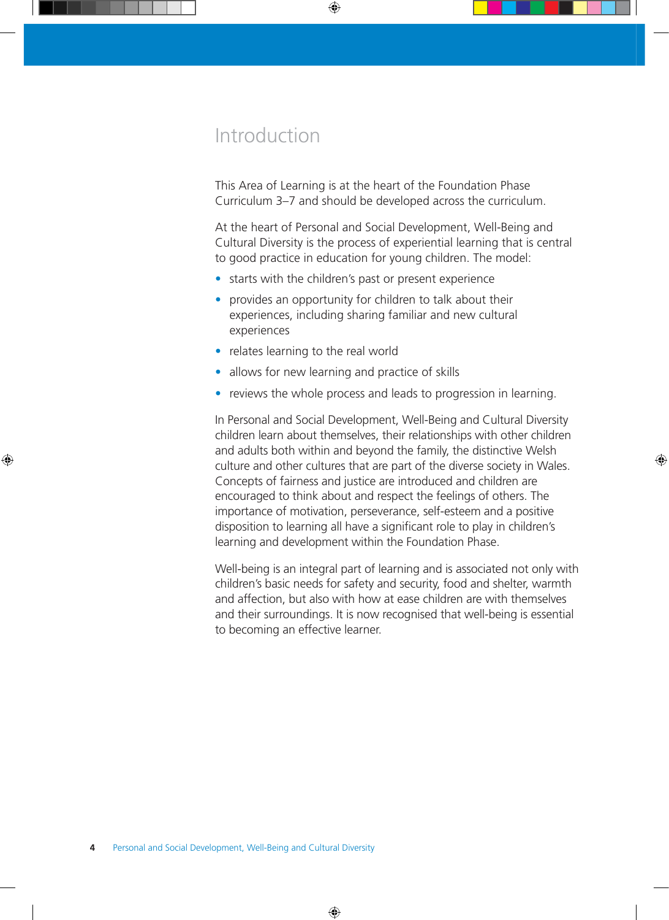# Introduction

This Area of Learning is at the heart of the Foundation Phase Curriculum 3–7 and should be developed across the curriculum.

At the heart of Personal and Social Development, Well-Being and Cultural Diversity is the process of experiential learning that is central to good practice in education for young children. The model:

- starts with the children's past or present experience
- provides an opportunity for children to talk about their experiences, including sharing familiar and new cultural experiences
- relates learning to the real world
- allows for new learning and practice of skills
- reviews the whole process and leads to progression in learning.

In Personal and Social Development, Well-Being and Cultural Diversity children learn about themselves, their relationships with other children and adults both within and beyond the family, the distinctive Welsh culture and other cultures that are part of the diverse society in Wales. Concepts of fairness and justice are introduced and children are encouraged to think about and respect the feelings of others. The importance of motivation, perseverance, self-esteem and a positive disposition to learning all have a significant role to play in children's learning and development within the Foundation Phase.

Well-being is an integral part of learning and is associated not only with children's basic needs for safety and security, food and shelter, warmth and affection, but also with how at ease children are with themselves and their surroundings. It is now recognised that well-being is essential to becoming an effective learner.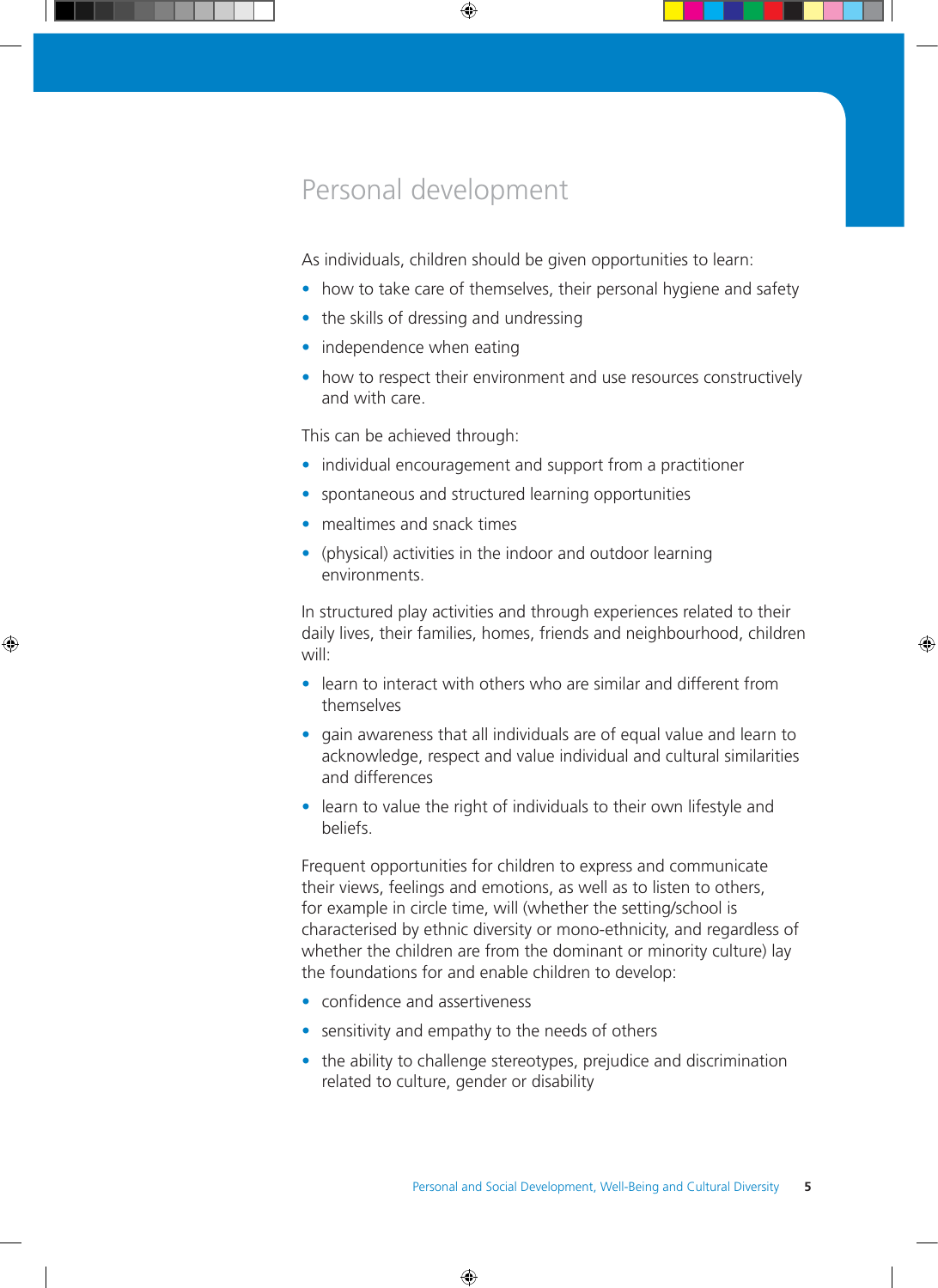## Personal development

As individuals, children should be given opportunities to learn:

- how to take care of themselves, their personal hygiene and safety
- the skills of dressing and undressing
- independence when eating
- how to respect their environment and use resources constructively and with care.

This can be achieved through:

- individual encouragement and support from a practitioner
- spontaneous and structured learning opportunities
- mealtimes and snack times
- (physical) activities in the indoor and outdoor learning environments.

In structured play activities and through experiences related to their daily lives, their families, homes, friends and neighbourhood, children will:

- learn to interact with others who are similar and different from themselves
- gain awareness that all individuals are of equal value and learn to acknowledge, respect and value individual and cultural similarities and differences
- learn to value the right of individuals to their own lifestyle and beliefs.

Frequent opportunities for children to express and communicate their views, feelings and emotions, as well as to listen to others, for example in circle time, will (whether the setting/school is characterised by ethnic diversity or mono-ethnicity, and regardless of whether the children are from the dominant or minority culture) lay the foundations for and enable children to develop:

- confidence and assertiveness
- sensitivity and empathy to the needs of others
- the ability to challenge stereotypes, prejudice and discrimination related to culture, gender or disability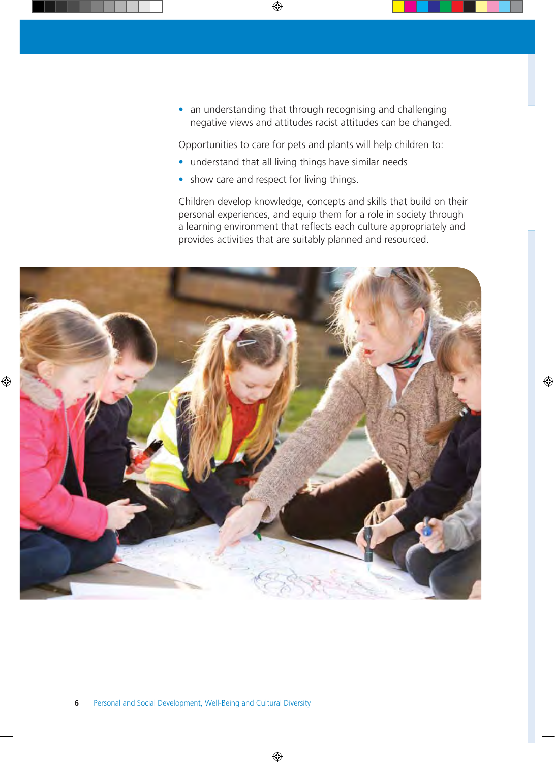- an understanding that through recognising and challenging negative views and attitudes racist attitudes can be changed.

Opportunities to care for pets and plants will help children to:

- understand that all living things have similar needs
- show care and respect for living things.

Children develop knowledge, concepts and skills that build on their personal experiences, and equip them for a role in society through a learning environment that reflects each culture appropriately and provides activities that are suitably planned and resourced.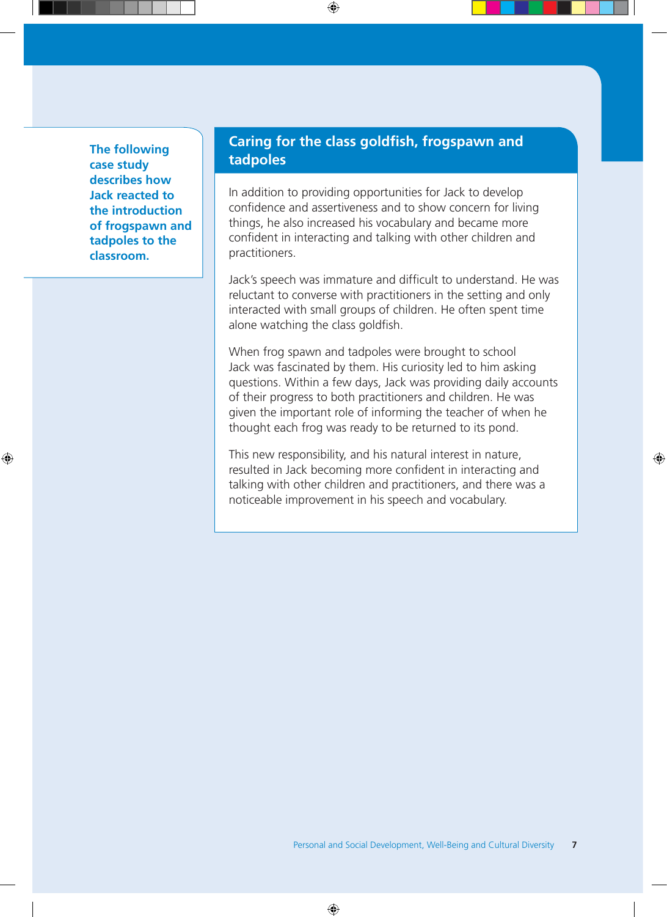**The following case study describes how Jack reacted to the introduction of frogspawn and tadpoles to the classroom.**

## Caring for the class goldfish, frogspawn and tadpoles

In addition to providing opportunities for Jack to develop confidence and assertiveness and to show concern for living things, he also increased his vocabulary and became more confident in interacting and talking with other children and practitioners.

Jack's speech was immature and difficult to understand. He was reluctant to converse with practitioners in the setting and only interacted with small groups of children. He often spent time alone watching the class goldfish.

When frog spawn and tadpoles were brought to school Jack was fascinated by them. His curiosity led to him asking questions. Within a few days, Jack was providing daily accounts of their progress to both practitioners and children. He was given the important role of informing the teacher of when he thought each frog was ready to be returned to its pond.

This new responsibility, and his natural interest in nature, resulted in Jack becoming more confident in interacting and talking with other children and practitioners, and there was a noticeable improvement in his speech and vocabulary.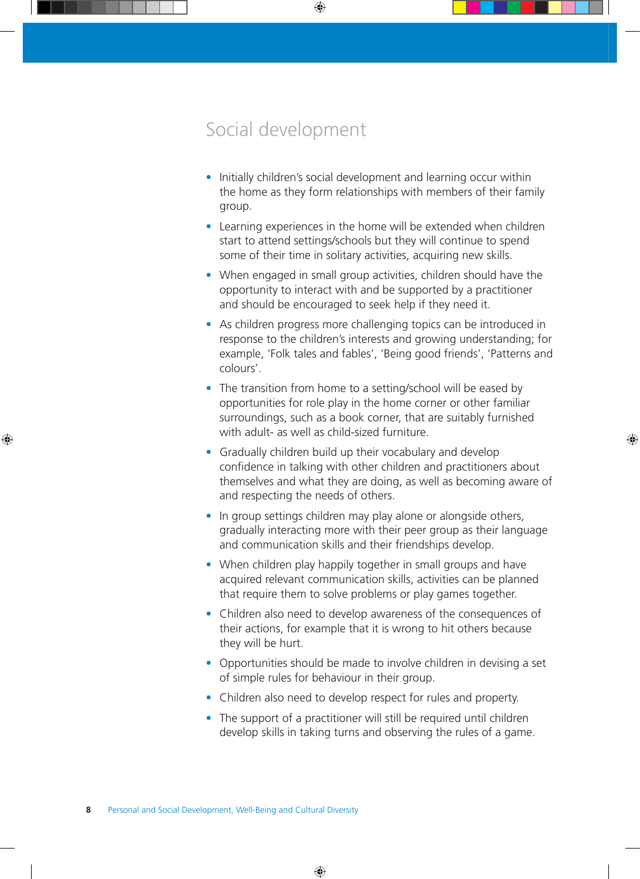## Social development

- Initially children's social development and learning occur within the home as they form relationships with members of their family group.
- Learning experiences in the home will be extended when children start to attend settings/schools but they will continue to spend some of their time in solitary activities, acquiring new skills.
- When engaged in small group activities, children should have the opportunity to interact with and be supported by a practitioner and should be encouraged to seek help if they need it.
- As children progress more challenging topics can be introduced in response to the children's interests and growing understanding; for example, 'Folk tales and fables', 'Being good friends', 'Patterns and colours'.
- The transition from home to a setting/school will be eased by opportunities for role play in the home corner or other familiar surroundings, such as a book corner, that are suitably furnished with adult- as well as child-sized furniture.
- Gradually children build up their vocabulary and develop confidence in talking with other children and practitioners about themselves and what they are doing, as well as becoming aware of and respecting the needs of others.
- In group settings children may play alone or alongside others, gradually interacting more with their peer group as their language and communication skills and their friendships develop.
- When children play happily together in small groups and have acquired relevant communication skills, activities can be planned that require them to solve problems or play games together.
- Children also need to develop awareness of the consequences of their actions, for example that it is wrong to hit others because they will be hurt.
- Opportunities should be made to involve children in devising a set of simple rules for behaviour in their group.
- Children also need to develop respect for rules and property.
- The support of a practitioner will still be required until children develop skills in taking turns and observing the rules of a game.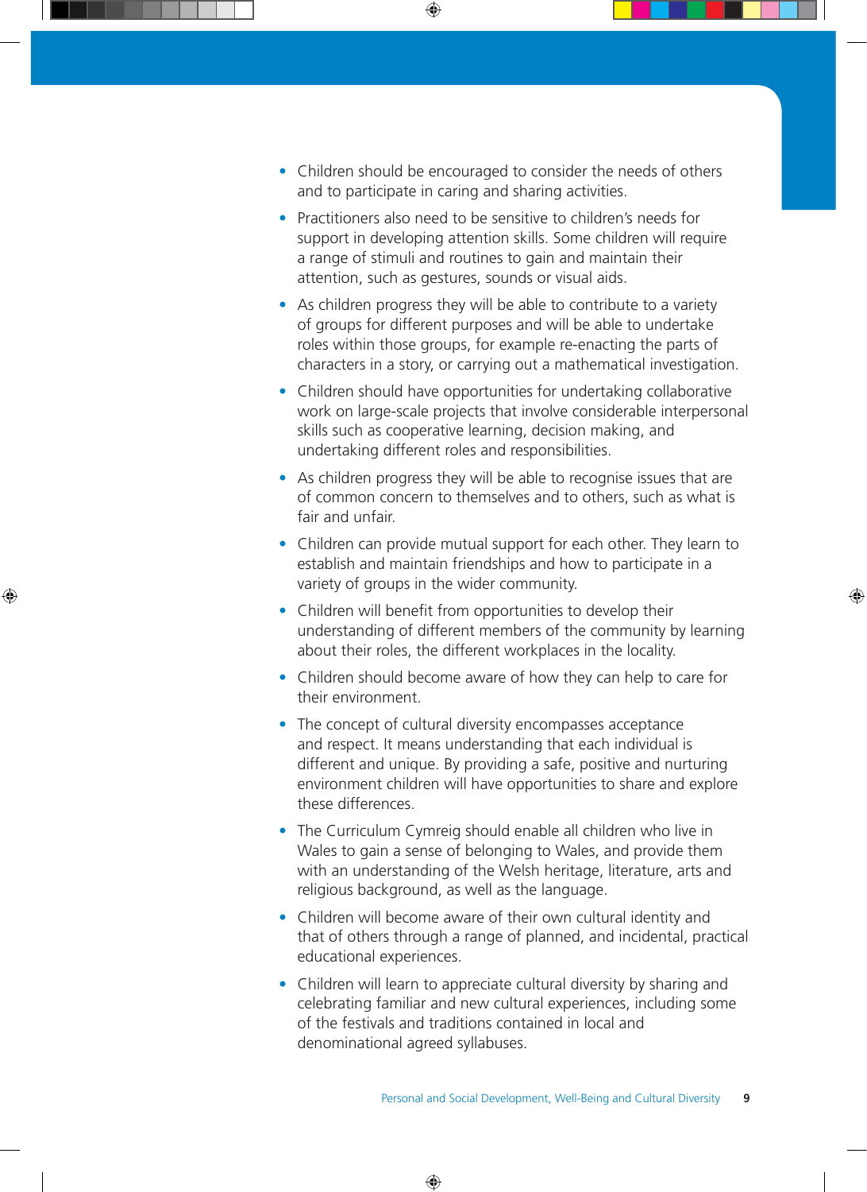- Children should be encouraged to consider the needs of others and to participate in caring and sharing activities.
- Practitioners also need to be sensitive to children's needs for support in developing attention skills. Some children will require a range of stimuli and routines to gain and maintain their attention, such as gestures, sounds or visual aids.
- As children progress they will be able to contribute to a variety of groups for different purposes and will be able to undertake roles within those groups, for example re-enacting the parts of characters in a story, or carrying out a mathematical investigation.
- Children should have opportunities for undertaking collaborative work on large-scale projects that involve considerable interpersonal skills such as cooperative learning, decision making, and undertaking different roles and responsibilities.
- As children progress they will be able to recognise issues that are of common concern to themselves and to others, such as what is fair and unfair.
- Children can provide mutual support for each other. They learn to establish and maintain friendships and how to participate in a variety of groups in the wider community.
- Children will benefit from opportunities to develop their understanding of different members of the community by learning about their roles, the different workplaces in the locality.
- Children should become aware of how they can help to care for their environment.
- The concept of cultural diversity encompasses acceptance and respect. It means understanding that each individual is different and unique. By providing a safe, positive and nurturing environment children will have opportunities to share and explore these differences.
- The Curriculum Cymreig should enable all children who live in Wales to gain a sense of belonging to Wales, and provide them with an understanding of the Welsh heritage, literature, arts and religious background, as well as the language.
- Children will become aware of their own cultural identity and that of others through a range of planned, and incidental, practical educational experiences.
- Children will learn to appreciate cultural diversity by sharing and celebrating familiar and new cultural experiences, including some of the festivals and traditions contained in local and denominational agreed syllabuses.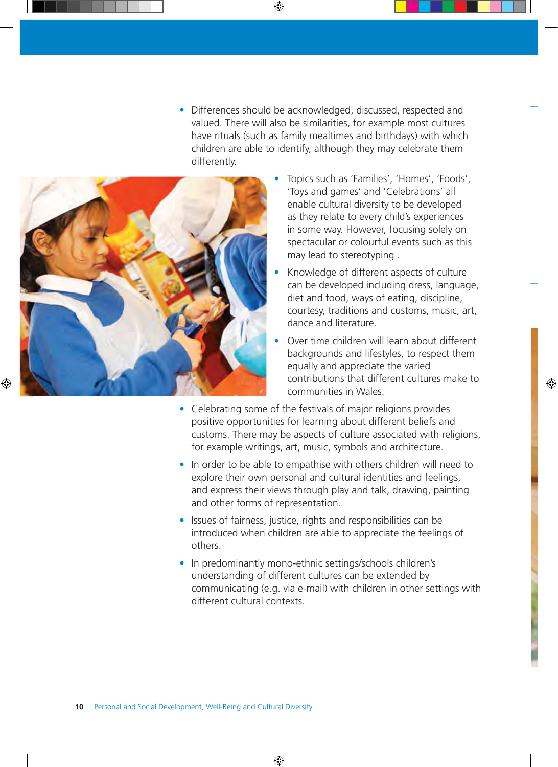- Differences should be acknowledged, discussed, respected and valued. There will also be similarities, for example most cultures have rituals (such as family mealtimes and birthdays) with which children are able to identify, although they may celebrate them differently.
- Topics such as 'Families', 'Homes', 'Foods', 'Toys and games' and 'Celebrations' all enable cultural diversity to be developed as they relate to every child's experiences in some way. However, focusing solely on spectacular or colourful events such as this may lead to stereotyping .
- Knowledge of different aspects of culture can be developed including dress, language, diet and food, ways of eating, discipline, courtesy, traditions and customs, music, art, dance and literature.
- Over time children will learn about different backgrounds and lifestyles, to respect them equally and appreciate the varied contributions that different cultures make to communities in Wales.
- Celebrating some of the festivals of major religions provides positive opportunities for learning about different beliefs and customs. There may be aspects of culture associated with religions, for example writings, art, music, symbols and architecture.
- In order to be able to empathise with others children will need to explore their own personal and cultural identities and feelings, and express their views through play and talk, drawing, painting and other forms of representation.
- Issues of fairness, justice, rights and responsibilities can be introduced when children are able to appreciate the feelings of others.
- In predominantly mono-ethnic settings/schools children's understanding of different cultures can be extended by communicating (e.g. via e-mail) with children in other settings with different cultural contexts.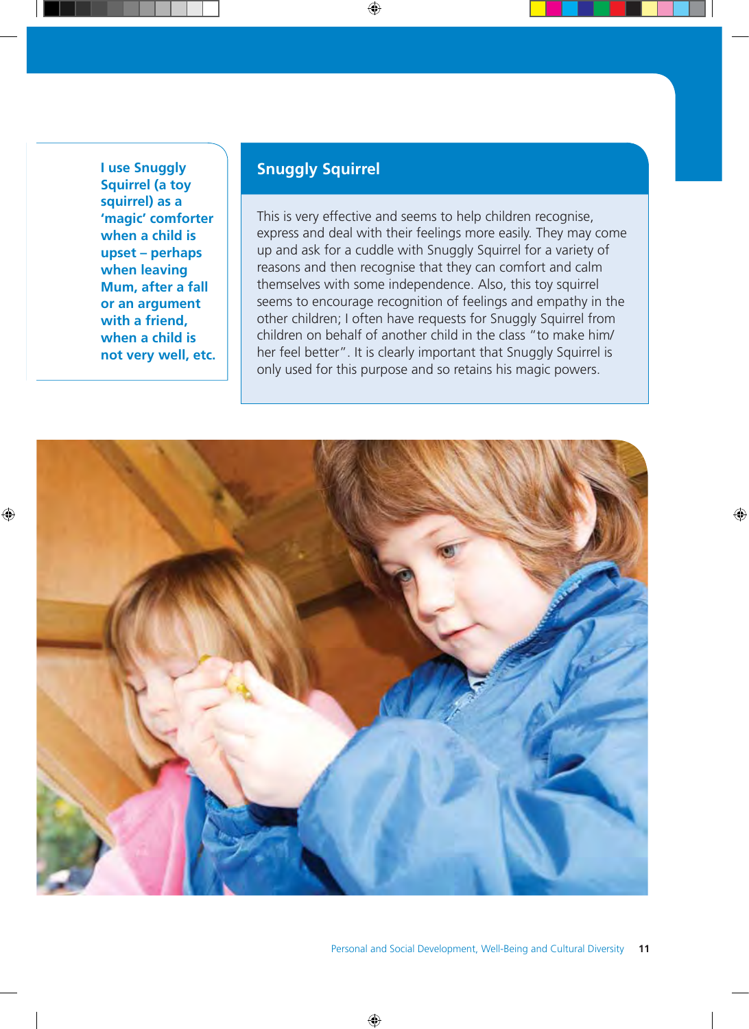I use Snuggly Squirrel (a toy squirrel) as a 'magic' comforter when a child is upset – perhaps when leaving Mum, after a fall or an argument with a friend, when a child is not very well, etc.

## Snuggly Squirrel

This is very effective and seems to help children recognise, express and deal with their feelings more easily. They may come up and ask for a cuddle with Snuggly Squirrel for a variety of reasons and then recognise that they can comfort and calm themselves with some independence. Also, this toy squirrel seems to encourage recognition of feelings and empathy in the other children; I often have requests for Snuggly Squirrel from children on behalf of another child in the class "to make him/her feel better". It is clearly important that Snuggly Squirrel is only used for this purpose and so retains his magic powers.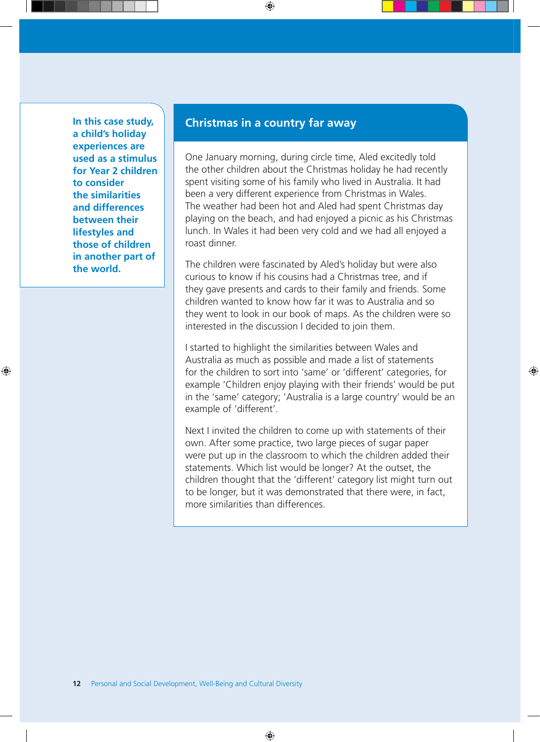**In this case study, a child's holiday experiences are used as a stimulus for Year 2 children to consider the similarities and differences between their lifestyles and those of children in another part of the world.**

## Christmas in a country far away

One January morning, during circle time, Aled excitedly told the other children about the Christmas holiday he had recently spent visiting some of his family who lived in Australia. It had been a very different experience from Christmas in Wales. The weather had been hot and Aled had spent Christmas day playing on the beach, and had enjoyed a picnic as his Christmas lunch. In Wales it had been very cold and we had all enjoyed a roast dinner.

The children were fascinated by Aled's holiday but were also curious to know if his cousins had a Christmas tree, and if they gave presents and cards to their family and friends. Some children wanted to know how far it was to Australia and so they went to look in our book of maps. As the children were so interested in the discussion I decided to join them.

I started to highlight the similarities between Wales and Australia as much as possible and made a list of statements for the children to sort into 'same' or 'different' categories, for example 'Children enjoy playing with their friends' would be put in the 'same' category; 'Australia is a large country' would be an example of 'different'.

Next I invited the children to come up with statements of their own. After some practice, two large pieces of sugar paper were put up in the classroom to which the children added their statements. Which list would be longer? At the outset, the children thought that the 'different' category list might turn out to be longer, but it was demonstrated that there were, in fact, more similarities than differences.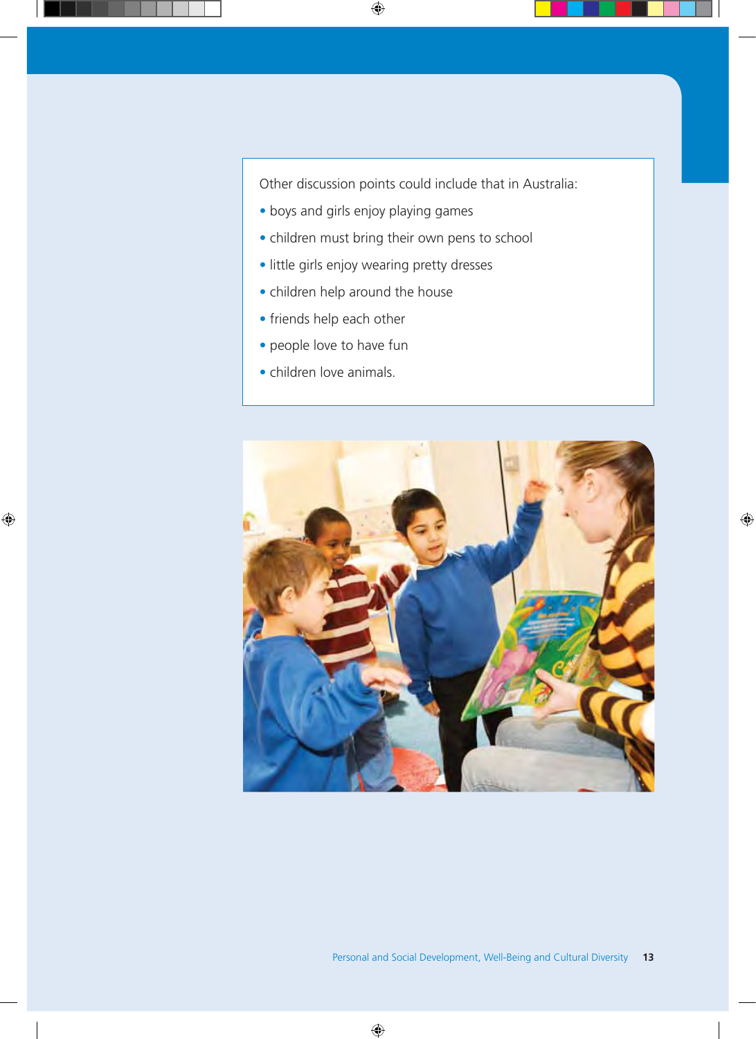Other discussion points could include that in Australia:

- boys and girls enjoy playing games
- children must bring their own pens to school
- little girls enjoy wearing pretty dresses
- children help around the house
- friends help each other
- people love to have fun
- children love animals.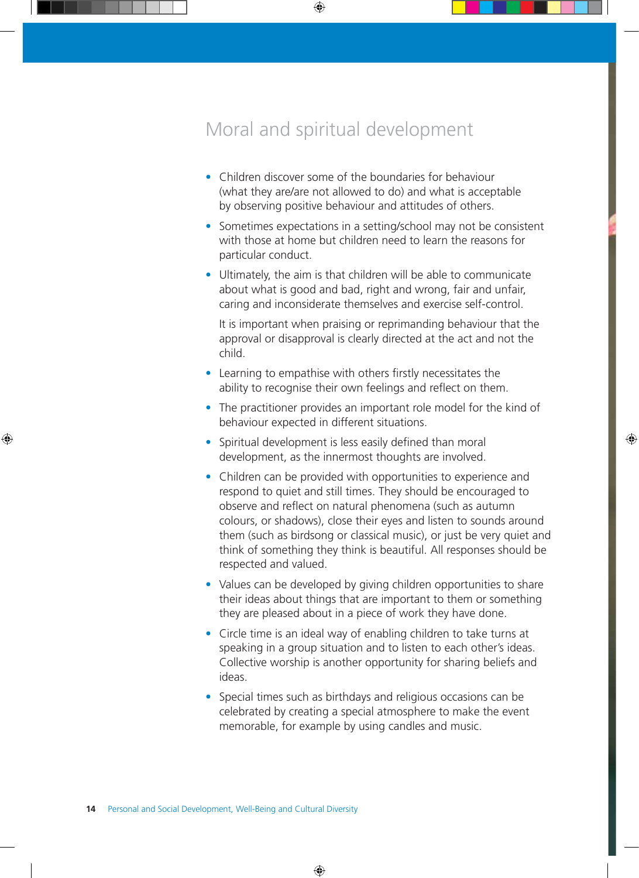## Moral and spiritual development

- Children discover some of the boundaries for behaviour (what they are/are not allowed to do) and what is acceptable by observing positive behaviour and attitudes of others.
- Sometimes expectations in a setting/school may not be consistent with those at home but children need to learn the reasons for particular conduct.
- Ultimately, the aim is that children will be able to communicate about what is good and bad, right and wrong, fair and unfair, caring and inconsiderate themselves and exercise self-control.

  It is important when praising or reprimanding behaviour that the approval or disapproval is clearly directed at the act and not the child.
- Learning to empathise with others firstly necessitates the ability to recognise their own feelings and reflect on them.
- The practitioner provides an important role model for the kind of behaviour expected in different situations.
- Spiritual development is less easily defined than moral development, as the innermost thoughts are involved.
- Children can be provided with opportunities to experience and respond to quiet and still times. They should be encouraged to observe and reflect on natural phenomena (such as autumn colours, or shadows), close their eyes and listen to sounds around them (such as birdsong or classical music), or just be very quiet and think of something they think is beautiful. All responses should be respected and valued.
- Values can be developed by giving children opportunities to share their ideas about things that are important to them or something they are pleased about in a piece of work they have done.
- Circle time is an ideal way of enabling children to take turns at speaking in a group situation and to listen to each other's ideas. Collective worship is another opportunity for sharing beliefs and ideas.
- Special times such as birthdays and religious occasions can be celebrated by creating a special atmosphere to make the event memorable, for example by using candles and music.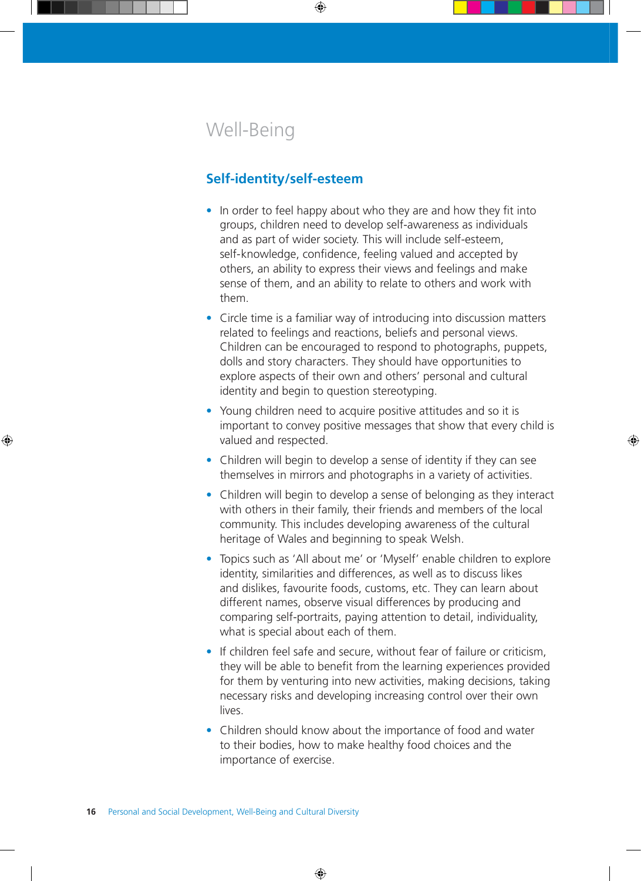# Well-Being

## Self-identity/self-esteem

- In order to feel happy about who they are and how they fit into groups, children need to develop self-awareness as individuals and as part of wider society. This will include self-esteem, self-knowledge, confidence, feeling valued and accepted by others, an ability to express their views and feelings and make sense of them, and an ability to relate to others and work with them.
- Circle time is a familiar way of introducing into discussion matters related to feelings and reactions, beliefs and personal views. Children can be encouraged to respond to photographs, puppets, dolls and story characters. They should have opportunities to explore aspects of their own and others' personal and cultural identity and begin to question stereotyping.
- Young children need to acquire positive attitudes and so it is important to convey positive messages that show that every child is valued and respected.
- Children will begin to develop a sense of identity if they can see themselves in mirrors and photographs in a variety of activities.
- Children will begin to develop a sense of belonging as they interact with others in their family, their friends and members of the local community. This includes developing awareness of the cultural heritage of Wales and beginning to speak Welsh.
- Topics such as 'All about me' or 'Myself' enable children to explore identity, similarities and differences, as well as to discuss likes and dislikes, favourite foods, customs, etc. They can learn about different names, observe visual differences by producing and comparing self-portraits, paying attention to detail, individuality, what is special about each of them.
- If children feel safe and secure, without fear of failure or criticism, they will be able to benefit from the learning experiences provided for them by venturing into new activities, making decisions, taking necessary risks and developing increasing control over their own lives.
- Children should know about the importance of food and water to their bodies, how to make healthy food choices and the importance of exercise.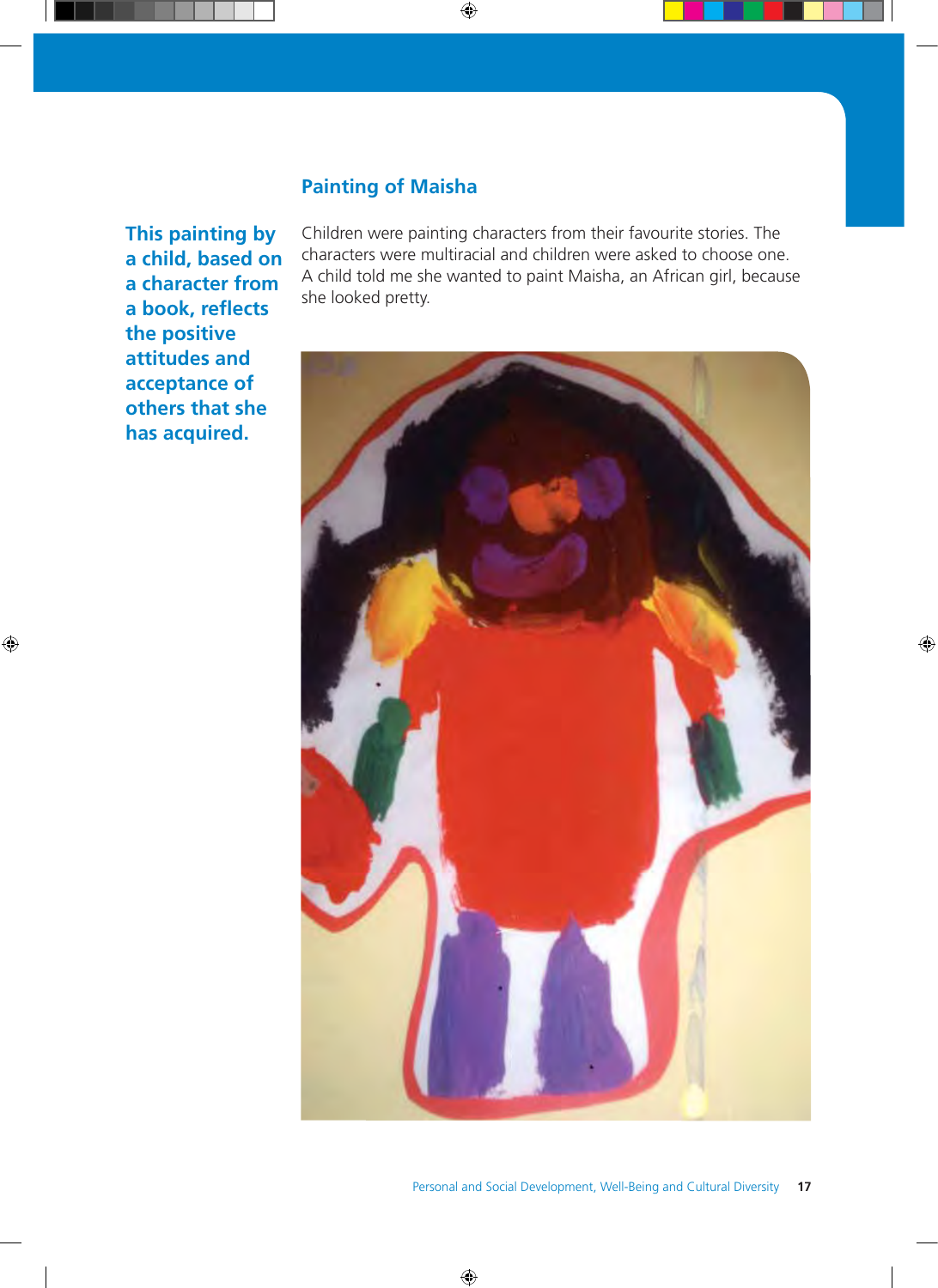## Painting of Maisha

**This painting by a child, based on a character from a book, reflects the positive attitudes and acceptance of others that she has acquired.**

Children were painting characters from their favourite stories. The characters were multiracial and children were asked to choose one. A child told me she wanted to paint Maisha, an African girl, because she looked pretty.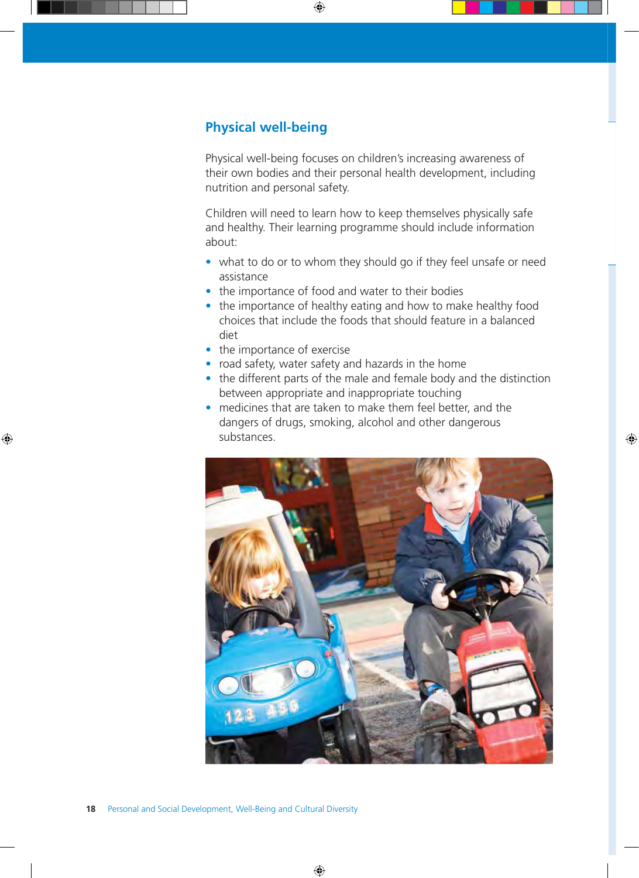## Physical well-being

Physical well-being focuses on children's increasing awareness of their own bodies and their personal health development, including nutrition and personal safety.

Children will need to learn how to keep themselves physically safe and healthy. Their learning programme should include information about:

- what to do or to whom they should go if they feel unsafe or need assistance
- the importance of food and water to their bodies
- the importance of healthy eating and how to make healthy food choices that include the foods that should feature in a balanced diet
- the importance of exercise
- road safety, water safety and hazards in the home
- the different parts of the male and female body and the distinction between appropriate and inappropriate touching
- medicines that are taken to make them feel better, and the dangers of drugs, smoking, alcohol and other dangerous substances.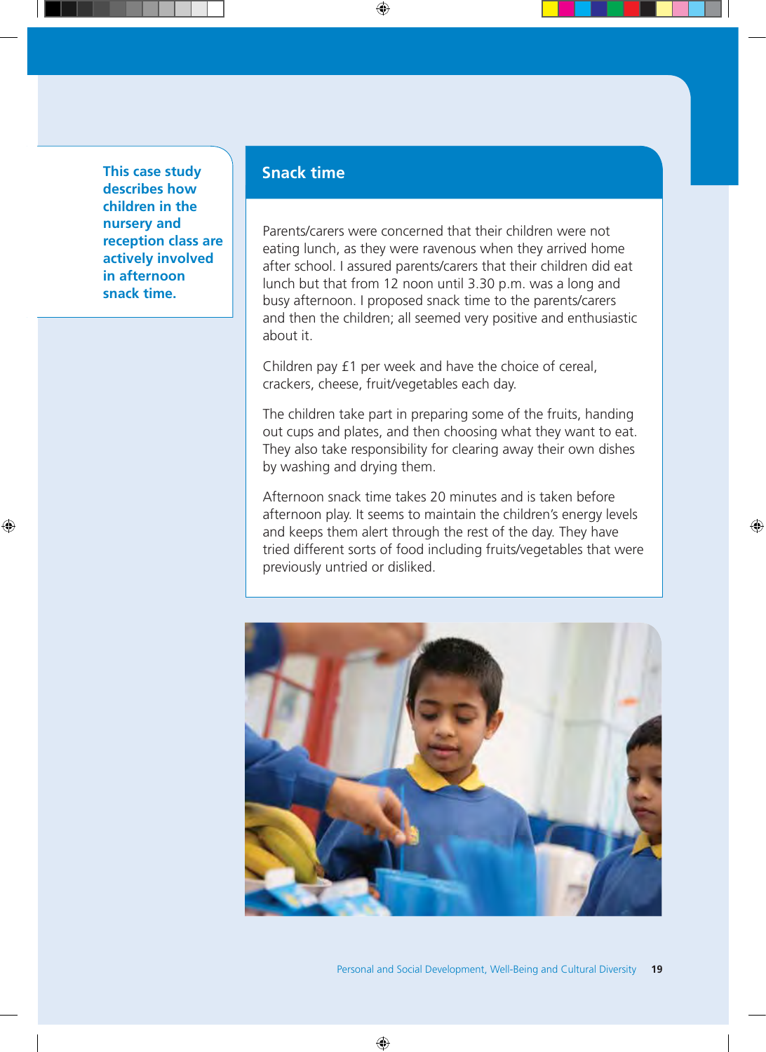This case study describes how children in the nursery and reception class are actively involved in afternoon snack time.

## Snack time

Parents/carers were concerned that their children were not eating lunch, as they were ravenous when they arrived home after school. I assured parents/carers that their children did eat lunch but that from 12 noon until 3.30 p.m. was a long and busy afternoon. I proposed snack time to the parents/carers and then the children; all seemed very positive and enthusiastic about it.

Children pay £1 per week and have the choice of cereal, crackers, cheese, fruit/vegetables each day.

The children take part in preparing some of the fruits, handing out cups and plates, and then choosing what they want to eat. They also take responsibility for clearing away their own dishes by washing and drying them.

Afternoon snack time takes 20 minutes and is taken before afternoon play. It seems to maintain the children's energy levels and keeps them alert through the rest of the day. They have tried different sorts of food including fruits/vegetables that were previously untried or disliked.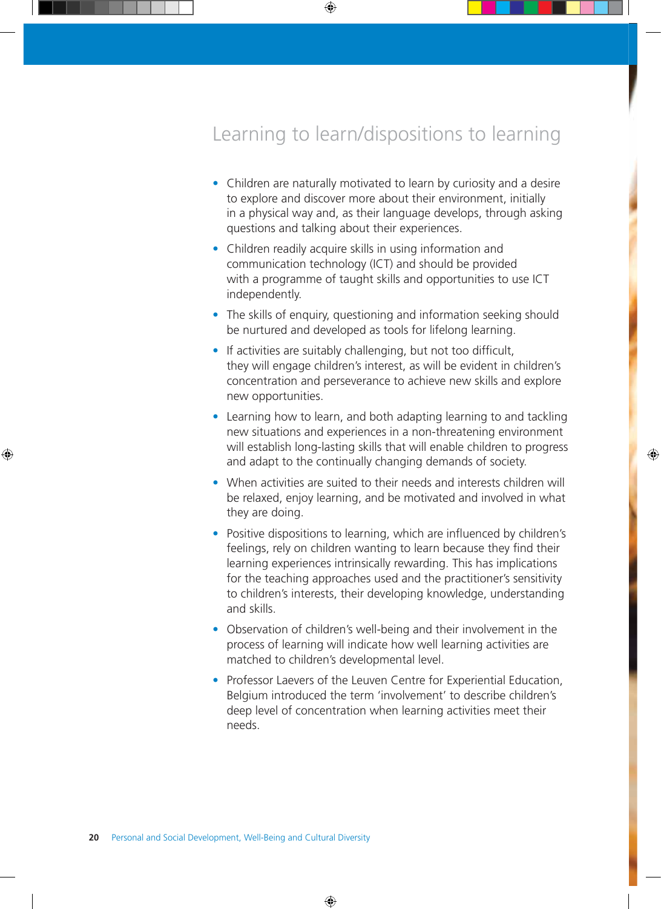## Learning to learn/dispositions to learning

- Children are naturally motivated to learn by curiosity and a desire to explore and discover more about their environment, initially in a physical way and, as their language develops, through asking questions and talking about their experiences.
- Children readily acquire skills in using information and communication technology (ICT) and should be provided with a programme of taught skills and opportunities to use ICT independently.
- The skills of enquiry, questioning and information seeking should be nurtured and developed as tools for lifelong learning.
- If activities are suitably challenging, but not too difficult, they will engage children's interest, as will be evident in children's concentration and perseverance to achieve new skills and explore new opportunities.
- Learning how to learn, and both adapting learning to and tackling new situations and experiences in a non-threatening environment will establish long-lasting skills that will enable children to progress and adapt to the continually changing demands of society.
- When activities are suited to their needs and interests children will be relaxed, enjoy learning, and be motivated and involved in what they are doing.
- Positive dispositions to learning, which are influenced by children's feelings, rely on children wanting to learn because they find their learning experiences intrinsically rewarding. This has implications for the teaching approaches used and the practitioner's sensitivity to children's interests, their developing knowledge, understanding and skills.
- Observation of children's well-being and their involvement in the process of learning will indicate how well learning activities are matched to children's developmental level.
- Professor Laevers of the Leuven Centre for Experiential Education, Belgium introduced the term 'involvement' to describe children's deep level of concentration when learning activities meet their needs.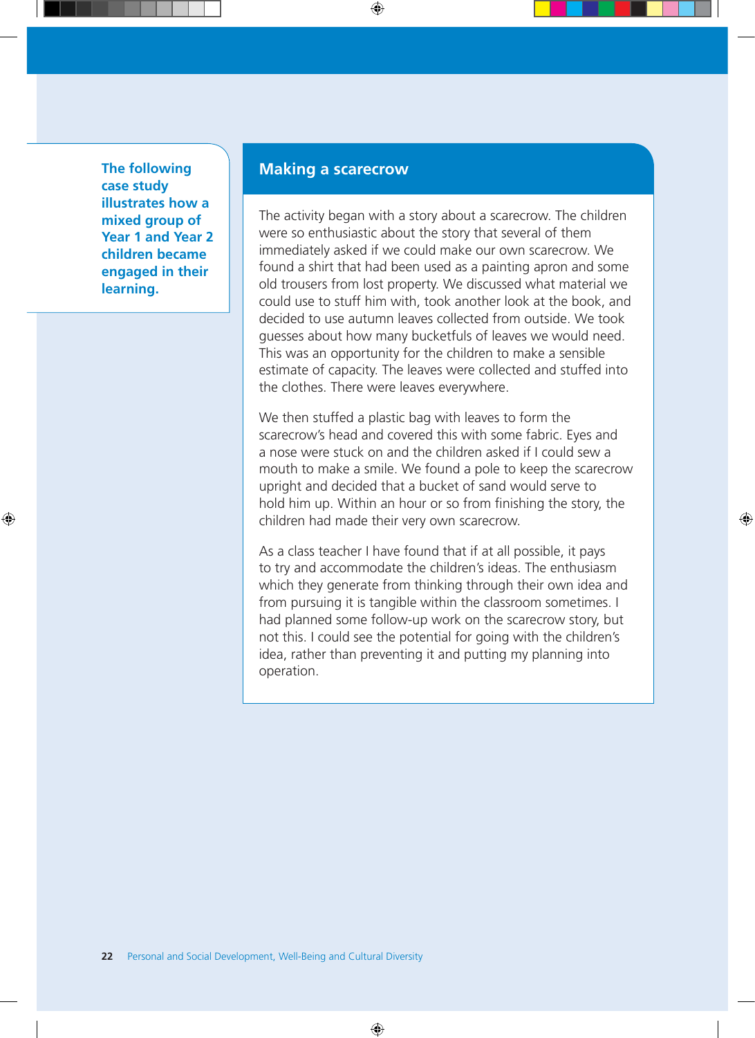**The following case study illustrates how a mixed group of Year 1 and Year 2 children became engaged in their learning.**

## Making a scarecrow

The activity began with a story about a scarecrow. The children were so enthusiastic about the story that several of them immediately asked if we could make our own scarecrow. We found a shirt that had been used as a painting apron and some old trousers from lost property. We discussed what material we could use to stuff him with, took another look at the book, and decided to use autumn leaves collected from outside. We took guesses about how many bucketfuls of leaves we would need. This was an opportunity for the children to make a sensible estimate of capacity. The leaves were collected and stuffed into the clothes. There were leaves everywhere.

We then stuffed a plastic bag with leaves to form the scarecrow's head and covered this with some fabric. Eyes and a nose were stuck on and the children asked if I could sew a mouth to make a smile. We found a pole to keep the scarecrow upright and decided that a bucket of sand would serve to hold him up. Within an hour or so from finishing the story, the children had made their very own scarecrow.

As a class teacher I have found that if at all possible, it pays to try and accommodate the children's ideas. The enthusiasm which they generate from thinking through their own idea and from pursuing it is tangible within the classroom sometimes. I had planned some follow-up work on the scarecrow story, but not this. I could see the potential for going with the children's idea, rather than preventing it and putting my planning into operation.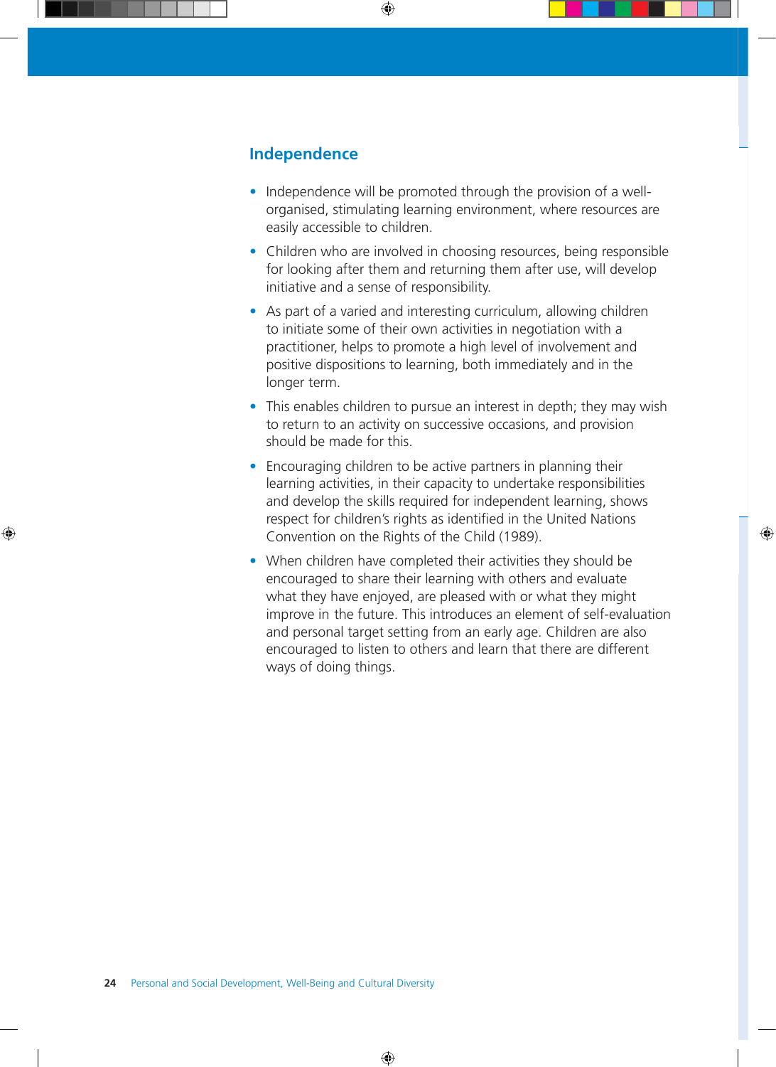## Independence

- Independence will be promoted through the provision of a well-organised, stimulating learning environment, where resources are easily accessible to children.
- Children who are involved in choosing resources, being responsible for looking after them and returning them after use, will develop initiative and a sense of responsibility.
- As part of a varied and interesting curriculum, allowing children to initiate some of their own activities in negotiation with a practitioner, helps to promote a high level of involvement and positive dispositions to learning, both immediately and in the longer term.
- This enables children to pursue an interest in depth; they may wish to return to an activity on successive occasions, and provision should be made for this.
- Encouraging children to be active partners in planning their learning activities, in their capacity to undertake responsibilities and develop the skills required for independent learning, shows respect for children's rights as identified in the United Nations Convention on the Rights of the Child (1989).
- When children have completed their activities they should be encouraged to share their learning with others and evaluate what they have enjoyed, are pleased with or what they might improve in the future. This introduces an element of self-evaluation and personal target setting from an early age. Children are also encouraged to listen to others and learn that there are different ways of doing things.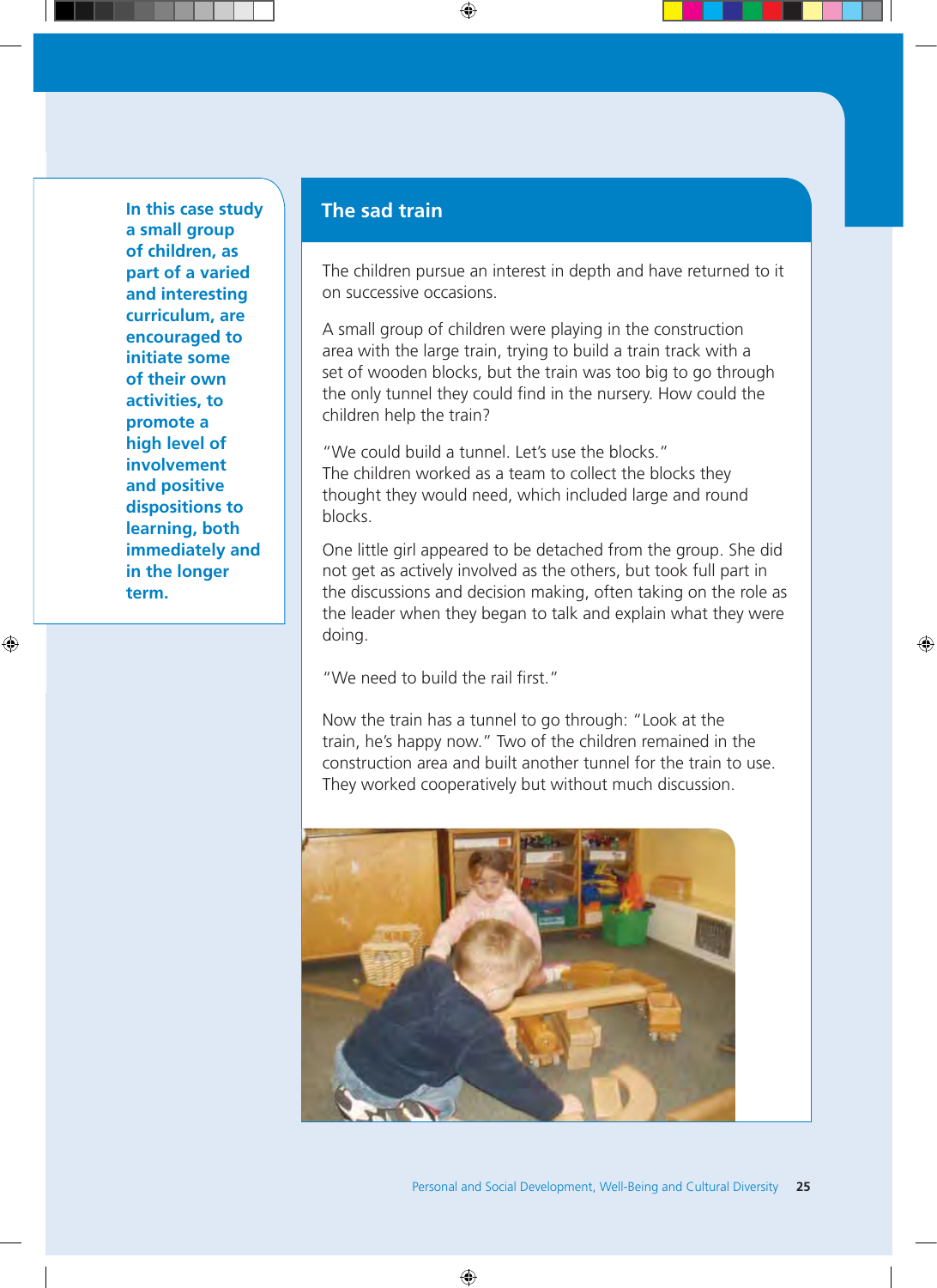**In this case study a small group of children, as part of a varied and interesting curriculum, are encouraged to initiate some of their own activities, to promote a high level of involvement and positive dispositions to learning, both immediately and in the longer term.**

## The sad train

The children pursue an interest in depth and have returned to it on successive occasions.

A small group of children were playing in the construction area with the large train, trying to build a train track with a set of wooden blocks, but the train was too big to go through the only tunnel they could find in the nursery. How could the children help the train?

"We could build a tunnel. Let's use the blocks."
The children worked as a team to collect the blocks they thought they would need, which included large and round blocks.

One little girl appeared to be detached from the group. She did not get as actively involved as the others, but took full part in the discussions and decision making, often taking on the role as the leader when they began to talk and explain what they were doing.

"We need to build the rail first."

Now the train has a tunnel to go through: "Look at the train, he's happy now." Two of the children remained in the construction area and built another tunnel for the train to use. They worked cooperatively but without much discussion.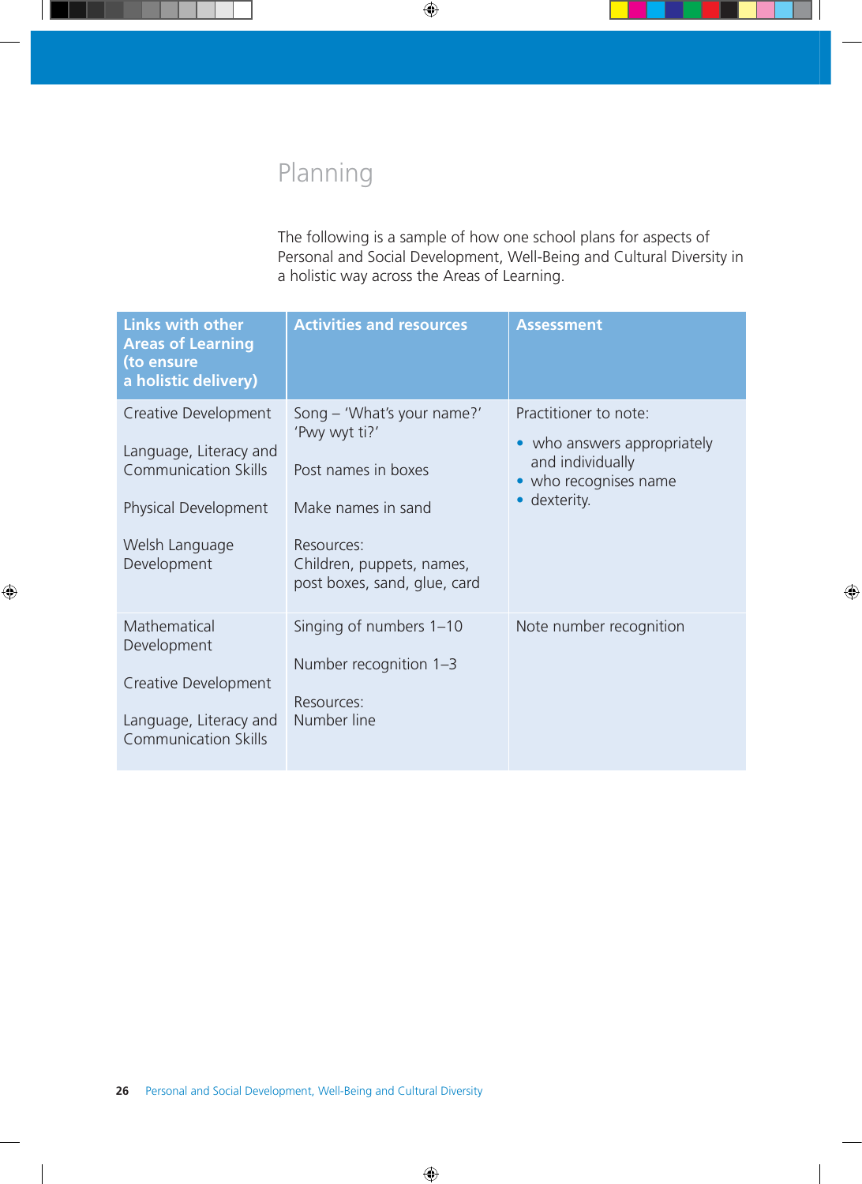## Planning

The following is a sample of how one school plans for aspects of Personal and Social Development, Well-Being and Cultural Diversity in a holistic way across the Areas of Learning.

| Links with other Areas of Learning (to ensure a holistic delivery) | Activities and resources | Assessment |
|---|---|---|
| Creative Development<br><br>Language, Literacy and Communication Skills<br><br>Physical Development<br><br>Welsh Language Development | Song – 'What's your name?' 'Pwy wyt ti?'<br><br>Post names in boxes<br><br>Make names in sand<br><br>Resources:<br>Children, puppets, names, post boxes, sand, glue, card | Practitioner to note:<br>• who answers appropriately and individually<br>• who recognises name<br>• dexterity. |
| Mathematical Development<br><br>Creative Development<br><br>Language, Literacy and Communication Skills | Singing of numbers 1–10<br><br>Number recognition 1–3<br><br>Resources:<br>Number line | Note number recognition |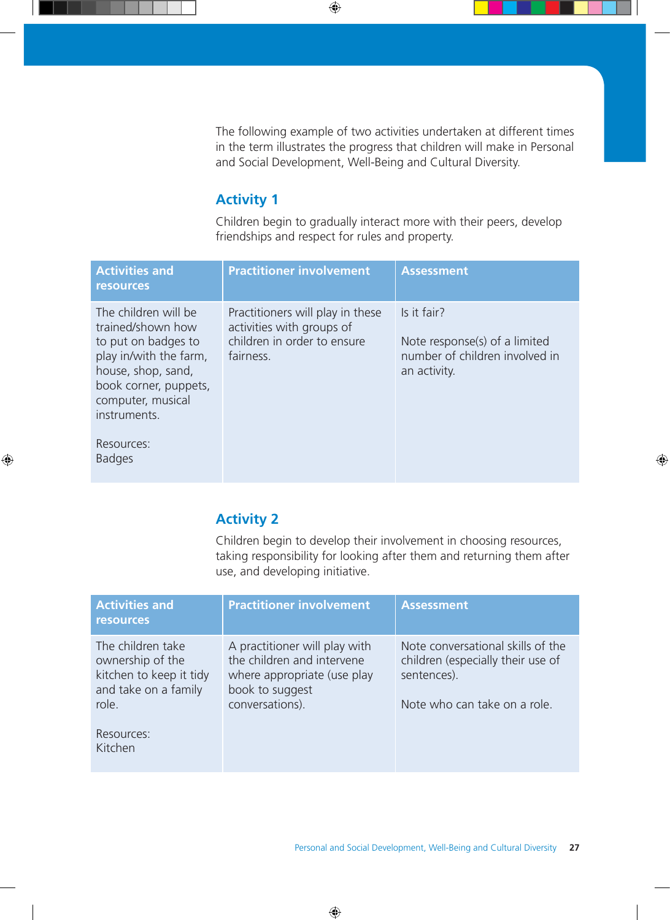The following example of two activities undertaken at different times in the term illustrates the progress that children will make in Personal and Social Development, Well-Being and Cultural Diversity.

## Activity 1

Children begin to gradually interact more with their peers, develop friendships and respect for rules and property.

| Activities and resources | Practitioner involvement | Assessment |
|---|---|---|
| The children will be trained/shown how to put on badges to play in/with the farm, house, shop, sand, book corner, puppets, computer, musical instruments.<br><br>Resources:<br>Badges | Practitioners will play in these activities with groups of children in order to ensure fairness. | Is it fair?<br><br>Note response(s) of a limited number of children involved in an activity. |

## Activity 2

Children begin to develop their involvement in choosing resources, taking responsibility for looking after them and returning them after use, and developing initiative.

| Activities and resources | Practitioner involvement | Assessment |
|---|---|---|
| The children take ownership of the kitchen to keep it tidy and take on a family role.<br><br>Resources:<br>Kitchen | A practitioner will play with the children and intervene where appropriate (use play book to suggest conversations). | Note conversational skills of the children (especially their use of sentences).<br><br>Note who can take on a role. |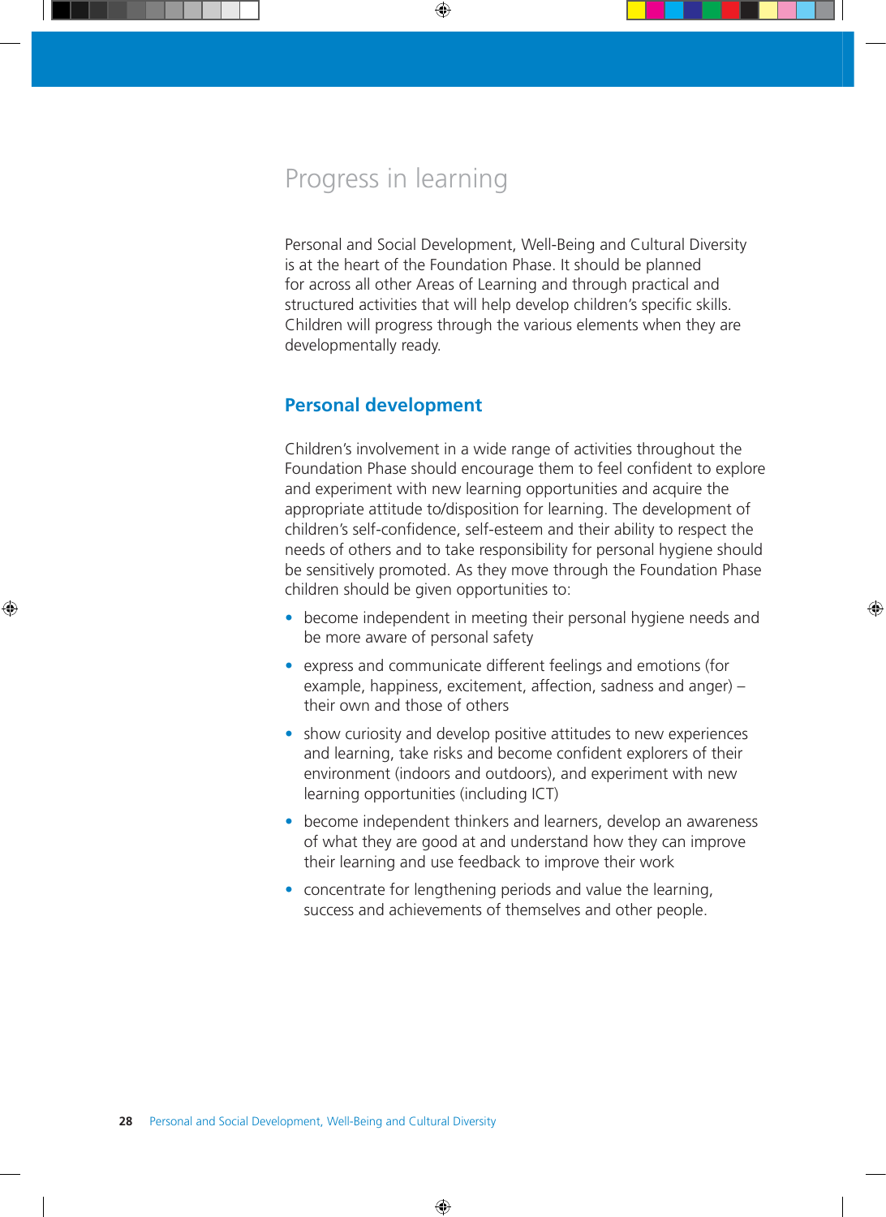# Progress in learning

Personal and Social Development, Well-Being and Cultural Diversity is at the heart of the Foundation Phase. It should be planned for across all other Areas of Learning and through practical and structured activities that will help develop children's specific skills. Children will progress through the various elements when they are developmentally ready.

## Personal development

Children's involvement in a wide range of activities throughout the Foundation Phase should encourage them to feel confident to explore and experiment with new learning opportunities and acquire the appropriate attitude to/disposition for learning. The development of children's self-confidence, self-esteem and their ability to respect the needs of others and to take responsibility for personal hygiene should be sensitively promoted. As they move through the Foundation Phase children should be given opportunities to:

- become independent in meeting their personal hygiene needs and be more aware of personal safety
- express and communicate different feelings and emotions (for example, happiness, excitement, affection, sadness and anger) – their own and those of others
- show curiosity and develop positive attitudes to new experiences and learning, take risks and become confident explorers of their environment (indoors and outdoors), and experiment with new learning opportunities (including ICT)
- become independent thinkers and learners, develop an awareness of what they are good at and understand how they can improve their learning and use feedback to improve their work
- concentrate for lengthening periods and value the learning, success and achievements of themselves and other people.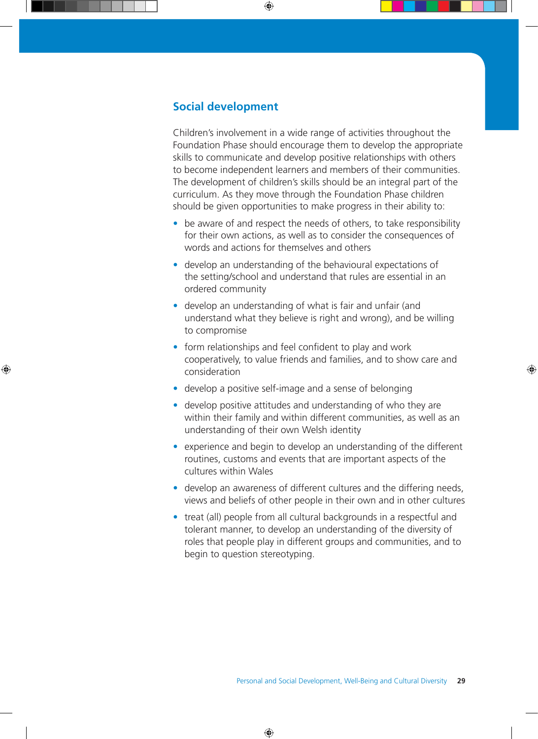## Social development

Children's involvement in a wide range of activities throughout the Foundation Phase should encourage them to develop the appropriate skills to communicate and develop positive relationships with others to become independent learners and members of their communities. The development of children's skills should be an integral part of the curriculum. As they move through the Foundation Phase children should be given opportunities to make progress in their ability to:

- be aware of and respect the needs of others, to take responsibility for their own actions, as well as to consider the consequences of words and actions for themselves and others
- develop an understanding of the behavioural expectations of the setting/school and understand that rules are essential in an ordered community
- develop an understanding of what is fair and unfair (and understand what they believe is right and wrong), and be willing to compromise
- form relationships and feel confident to play and work cooperatively, to value friends and families, and to show care and consideration
- develop a positive self-image and a sense of belonging
- develop positive attitudes and understanding of who they are within their family and within different communities, as well as an understanding of their own Welsh identity
- experience and begin to develop an understanding of the different routines, customs and events that are important aspects of the cultures within Wales
- develop an awareness of different cultures and the differing needs, views and beliefs of other people in their own and in other cultures
- treat (all) people from all cultural backgrounds in a respectful and tolerant manner, to develop an understanding of the diversity of roles that people play in different groups and communities, and to begin to question stereotyping.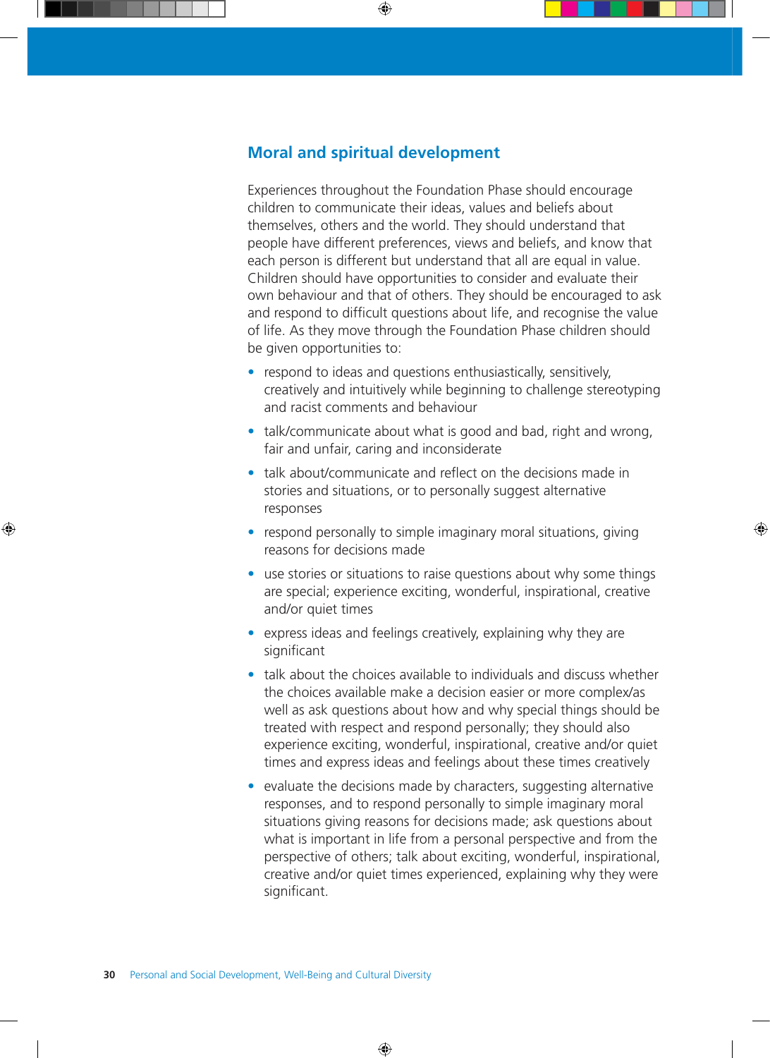## Moral and spiritual development

Experiences throughout the Foundation Phase should encourage children to communicate their ideas, values and beliefs about themselves, others and the world. They should understand that people have different preferences, views and beliefs, and know that each person is different but understand that all are equal in value. Children should have opportunities to consider and evaluate their own behaviour and that of others. They should be encouraged to ask and respond to difficult questions about life, and recognise the value of life. As they move through the Foundation Phase children should be given opportunities to:

- respond to ideas and questions enthusiastically, sensitively, creatively and intuitively while beginning to challenge stereotyping and racist comments and behaviour
- talk/communicate about what is good and bad, right and wrong, fair and unfair, caring and inconsiderate
- talk about/communicate and reflect on the decisions made in stories and situations, or to personally suggest alternative responses
- respond personally to simple imaginary moral situations, giving reasons for decisions made
- use stories or situations to raise questions about why some things are special; experience exciting, wonderful, inspirational, creative and/or quiet times
- express ideas and feelings creatively, explaining why they are significant
- talk about the choices available to individuals and discuss whether the choices available make a decision easier or more complex/as well as ask questions about how and why special things should be treated with respect and respond personally; they should also experience exciting, wonderful, inspirational, creative and/or quiet times and express ideas and feelings about these times creatively
- evaluate the decisions made by characters, suggesting alternative responses, and to respond personally to simple imaginary moral situations giving reasons for decisions made; ask questions about what is important in life from a personal perspective and from the perspective of others; talk about exciting, wonderful, inspirational, creative and/or quiet times experienced, explaining why they were significant.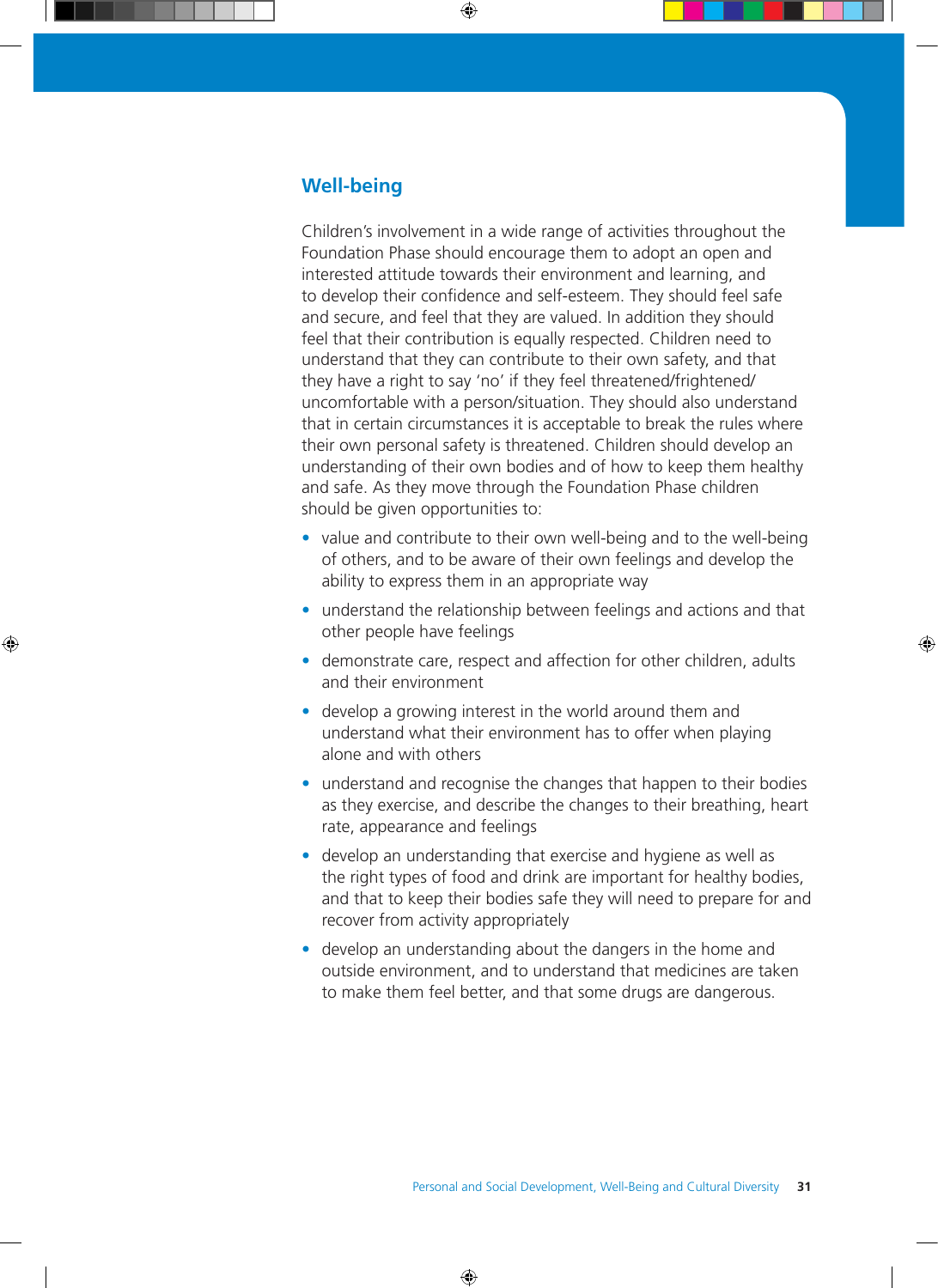## Well-being

Children's involvement in a wide range of activities throughout the Foundation Phase should encourage them to adopt an open and interested attitude towards their environment and learning, and to develop their confidence and self-esteem. They should feel safe and secure, and feel that they are valued. In addition they should feel that their contribution is equally respected. Children need to understand that they can contribute to their own safety, and that they have a right to say 'no' if they feel threatened/frightened/uncomfortable with a person/situation. They should also understand that in certain circumstances it is acceptable to break the rules where their own personal safety is threatened. Children should develop an understanding of their own bodies and of how to keep them healthy and safe. As they move through the Foundation Phase children should be given opportunities to:

- value and contribute to their own well-being and to the well-being of others, and to be aware of their own feelings and develop the ability to express them in an appropriate way
- understand the relationship between feelings and actions and that other people have feelings
- demonstrate care, respect and affection for other children, adults and their environment
- develop a growing interest in the world around them and understand what their environment has to offer when playing alone and with others
- understand and recognise the changes that happen to their bodies as they exercise, and describe the changes to their breathing, heart rate, appearance and feelings
- develop an understanding that exercise and hygiene as well as the right types of food and drink are important for healthy bodies, and that to keep their bodies safe they will need to prepare for and recover from activity appropriately
- develop an understanding about the dangers in the home and outside environment, and to understand that medicines are taken to make them feel better, and that some drugs are dangerous.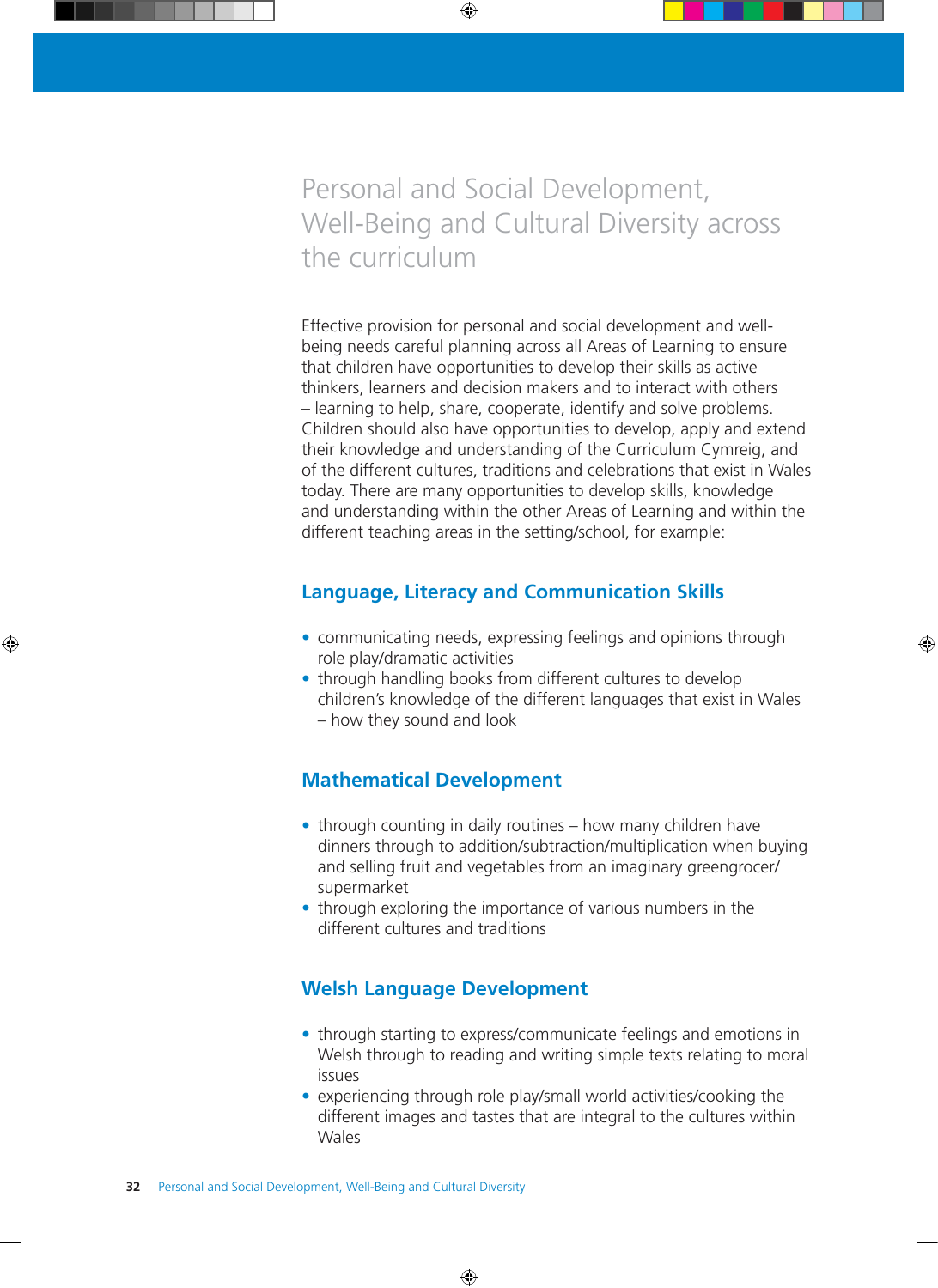# Personal and Social Development, Well-Being and Cultural Diversity across the curriculum

Effective provision for personal and social development and well-being needs careful planning across all Areas of Learning to ensure that children have opportunities to develop their skills as active thinkers, learners and decision makers and to interact with others – learning to help, share, cooperate, identify and solve problems. Children should also have opportunities to develop, apply and extend their knowledge and understanding of the Curriculum Cymreig, and of the different cultures, traditions and celebrations that exist in Wales today. There are many opportunities to develop skills, knowledge and understanding within the other Areas of Learning and within the different teaching areas in the setting/school, for example:

## Language, Literacy and Communication Skills

- communicating needs, expressing feelings and opinions through role play/dramatic activities
- through handling books from different cultures to develop children's knowledge of the different languages that exist in Wales – how they sound and look

## Mathematical Development

- through counting in daily routines – how many children have dinners through to addition/subtraction/multiplication when buying and selling fruit and vegetables from an imaginary greengrocer/supermarket
- through exploring the importance of various numbers in the different cultures and traditions

## Welsh Language Development

- through starting to express/communicate feelings and emotions in Welsh through to reading and writing simple texts relating to moral issues
- experiencing through role play/small world activities/cooking the different images and tastes that are integral to the cultures within Wales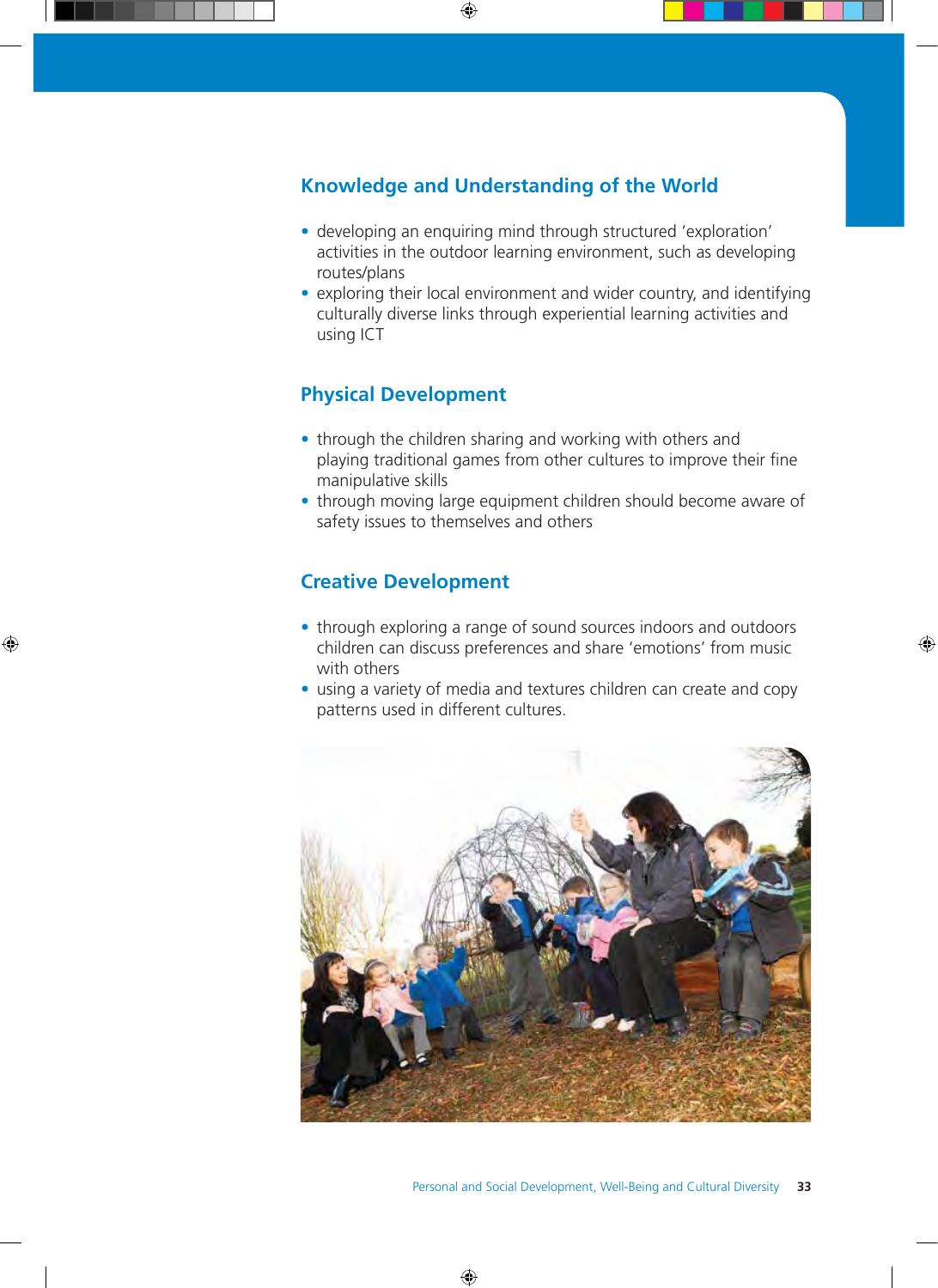## Knowledge and Understanding of the World

- developing an enquiring mind through structured 'exploration' activities in the outdoor learning environment, such as developing routes/plans
- exploring their local environment and wider country, and identifying culturally diverse links through experiential learning activities and using ICT

## Physical Development

- through the children sharing and working with others and playing traditional games from other cultures to improve their fine manipulative skills
- through moving large equipment children should become aware of safety issues to themselves and others

## Creative Development

- through exploring a range of sound sources indoors and outdoors children can discuss preferences and share 'emotions' from music with others
- using a variety of media and textures children can create and copy patterns used in different cultures.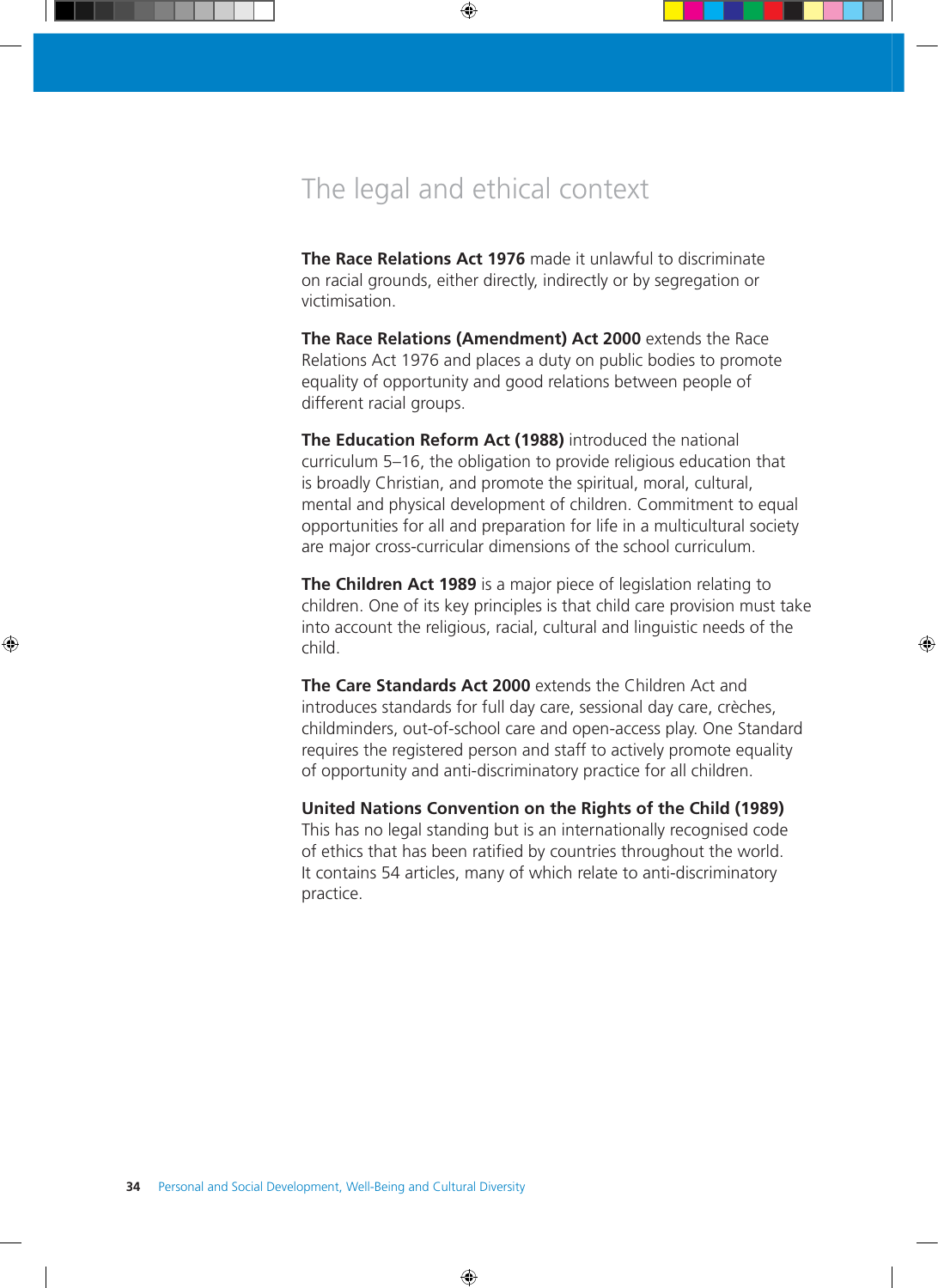## The legal and ethical context

**The Race Relations Act 1976** made it unlawful to discriminate on racial grounds, either directly, indirectly or by segregation or victimisation.

**The Race Relations (Amendment) Act 2000** extends the Race Relations Act 1976 and places a duty on public bodies to promote equality of opportunity and good relations between people of different racial groups.

**The Education Reform Act (1988)** introduced the national curriculum 5–16, the obligation to provide religious education that is broadly Christian, and promote the spiritual, moral, cultural, mental and physical development of children. Commitment to equal opportunities for all and preparation for life in a multicultural society are major cross-curricular dimensions of the school curriculum.

**The Children Act 1989** is a major piece of legislation relating to children. One of its key principles is that child care provision must take into account the religious, racial, cultural and linguistic needs of the child.

**The Care Standards Act 2000** extends the Children Act and introduces standards for full day care, sessional day care, crèches, childminders, out-of-school care and open-access play. One Standard requires the registered person and staff to actively promote equality of opportunity and anti-discriminatory practice for all children.

**United Nations Convention on the Rights of the Child (1989)**
This has no legal standing but is an internationally recognised code of ethics that has been ratified by countries throughout the world. It contains 54 articles, many of which relate to anti-discriminatory practice.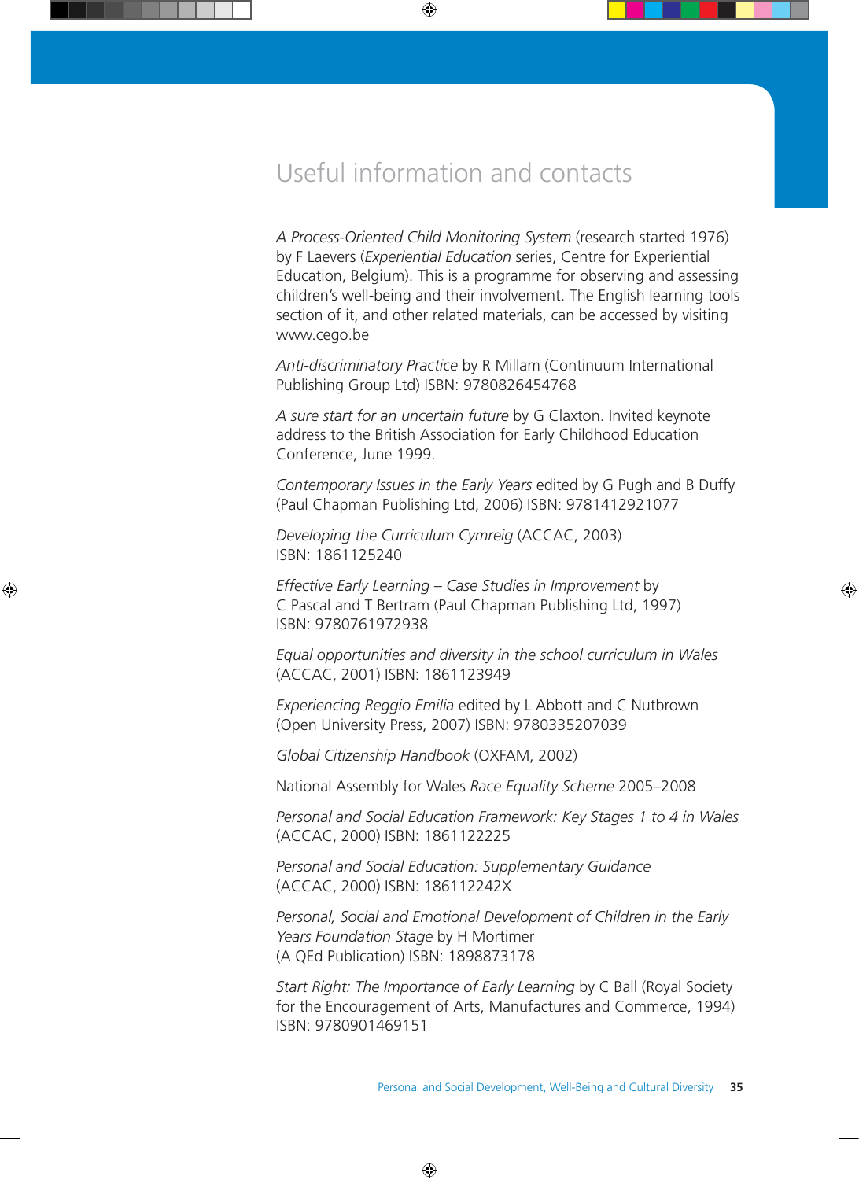# Useful information and contacts

*A Process-Oriented Child Monitoring System* (research started 1976) by F Laevers (*Experiential Education* series, Centre for Experiential Education, Belgium). This is a programme for observing and assessing children's well-being and their involvement. The English learning tools section of it, and other related materials, can be accessed by visiting www.cego.be

*Anti-discriminatory Practice* by R Millam (Continuum International Publishing Group Ltd) ISBN: 9780826454768

*A sure start for an uncertain future* by G Claxton. Invited keynote address to the British Association for Early Childhood Education Conference, June 1999.

*Contemporary Issues in the Early Years* edited by G Pugh and B Duffy (Paul Chapman Publishing Ltd, 2006) ISBN: 9781412921077

*Developing the Curriculum Cymreig* (ACCAC, 2003) ISBN: 1861125240

*Effective Early Learning – Case Studies in Improvement* by C Pascal and T Bertram (Paul Chapman Publishing Ltd, 1997) ISBN: 9780761972938

*Equal opportunities and diversity in the school curriculum in Wales* (ACCAC, 2001) ISBN: 1861123949

*Experiencing Reggio Emilia* edited by L Abbott and C Nutbrown (Open University Press, 2007) ISBN: 9780335207039

*Global Citizenship Handbook* (OXFAM, 2002)

National Assembly for Wales *Race Equality Scheme* 2005–2008

*Personal and Social Education Framework: Key Stages 1 to 4 in Wales* (ACCAC, 2000) ISBN: 1861122225

*Personal and Social Education: Supplementary Guidance* (ACCAC, 2000) ISBN: 186112242X

*Personal, Social and Emotional Development of Children in the Early Years Foundation Stage* by H Mortimer (A QEd Publication) ISBN: 1898873178

*Start Right: The Importance of Early Learning* by C Ball (Royal Society for the Encouragement of Arts, Manufactures and Commerce, 1994) ISBN: 9780901469151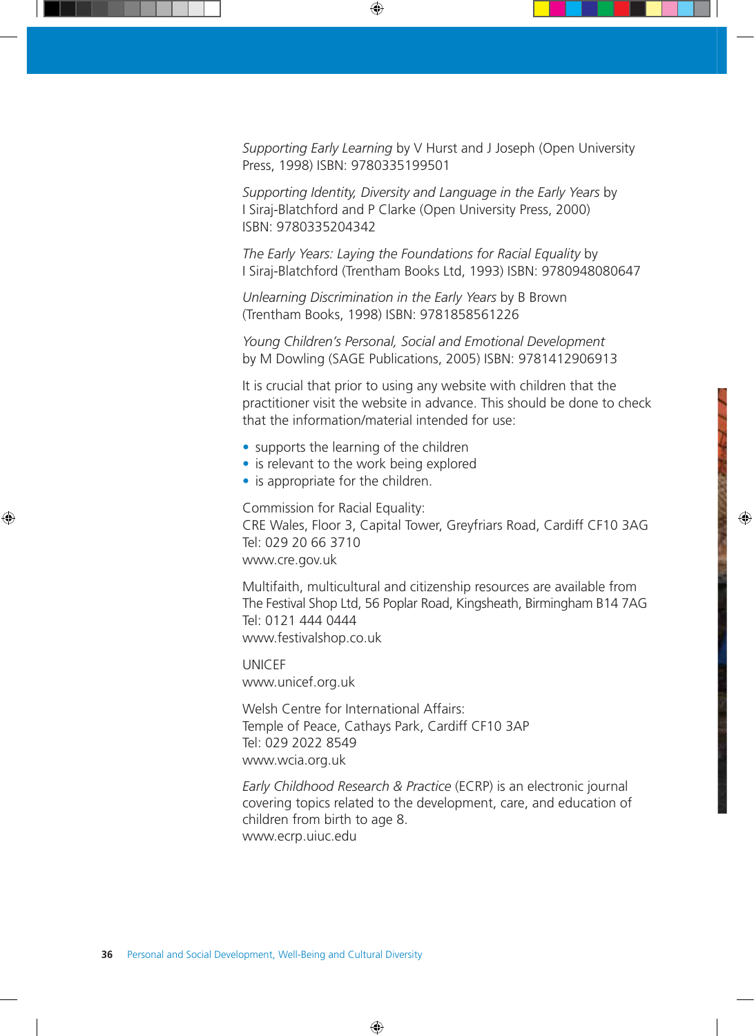*Supporting Early Learning* by V Hurst and J Joseph (Open University Press, 1998) ISBN: 9780335199501

*Supporting Identity, Diversity and Language in the Early Years* by I Siraj-Blatchford and P Clarke (Open University Press, 2000) ISBN: 9780335204342

*The Early Years: Laying the Foundations for Racial Equality* by I Siraj-Blatchford (Trentham Books Ltd, 1993) ISBN: 9780948080647

*Unlearning Discrimination in the Early Years* by B Brown (Trentham Books, 1998) ISBN: 9781858561226

*Young Children's Personal, Social and Emotional Development* by M Dowling (SAGE Publications, 2005) ISBN: 9781412906913

It is crucial that prior to using any website with children that the practitioner visit the website in advance. This should be done to check that the information/material intended for use:

- supports the learning of the children
- is relevant to the work being explored
- is appropriate for the children.

Commission for Racial Equality:
CRE Wales, Floor 3, Capital Tower, Greyfriars Road, Cardiff CF10 3AG
Tel: 029 20 66 3710
www.cre.gov.uk

Multifaith, multicultural and citizenship resources are available from The Festival Shop Ltd, 56 Poplar Road, Kingsheath, Birmingham B14 7AG
Tel: 0121 444 0444
www.festivalshop.co.uk

UNICEF
www.unicef.org.uk

Welsh Centre for International Affairs:
Temple of Peace, Cathays Park, Cardiff CF10 3AP
Tel: 029 2022 8549
www.wcia.org.uk

*Early Childhood Research & Practice* (ECRP) is an electronic journal covering topics related to the development, care, and education of children from birth to age 8.
www.ecrp.uiuc.edu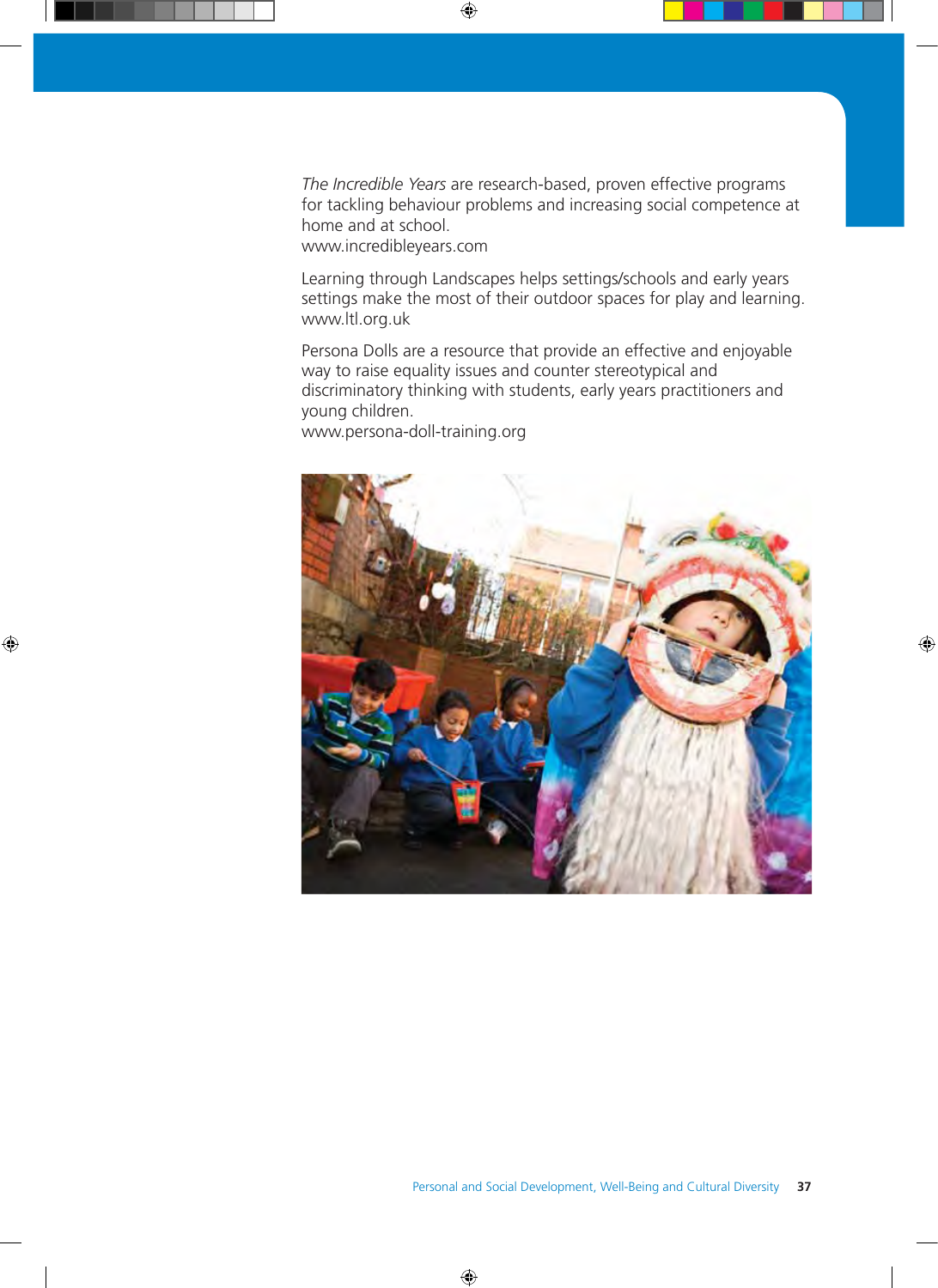*The Incredible Years* are research-based, proven effective programs for tackling behaviour problems and increasing social competence at home and at school.
www.incredibleyears.com

Learning through Landscapes helps settings/schools and early years settings make the most of their outdoor spaces for play and learning.
www.ltl.org.uk

Persona Dolls are a resource that provide an effective and enjoyable way to raise equality issues and counter stereotypical and discriminatory thinking with students, early years practitioners and young children.
www.persona-doll-training.org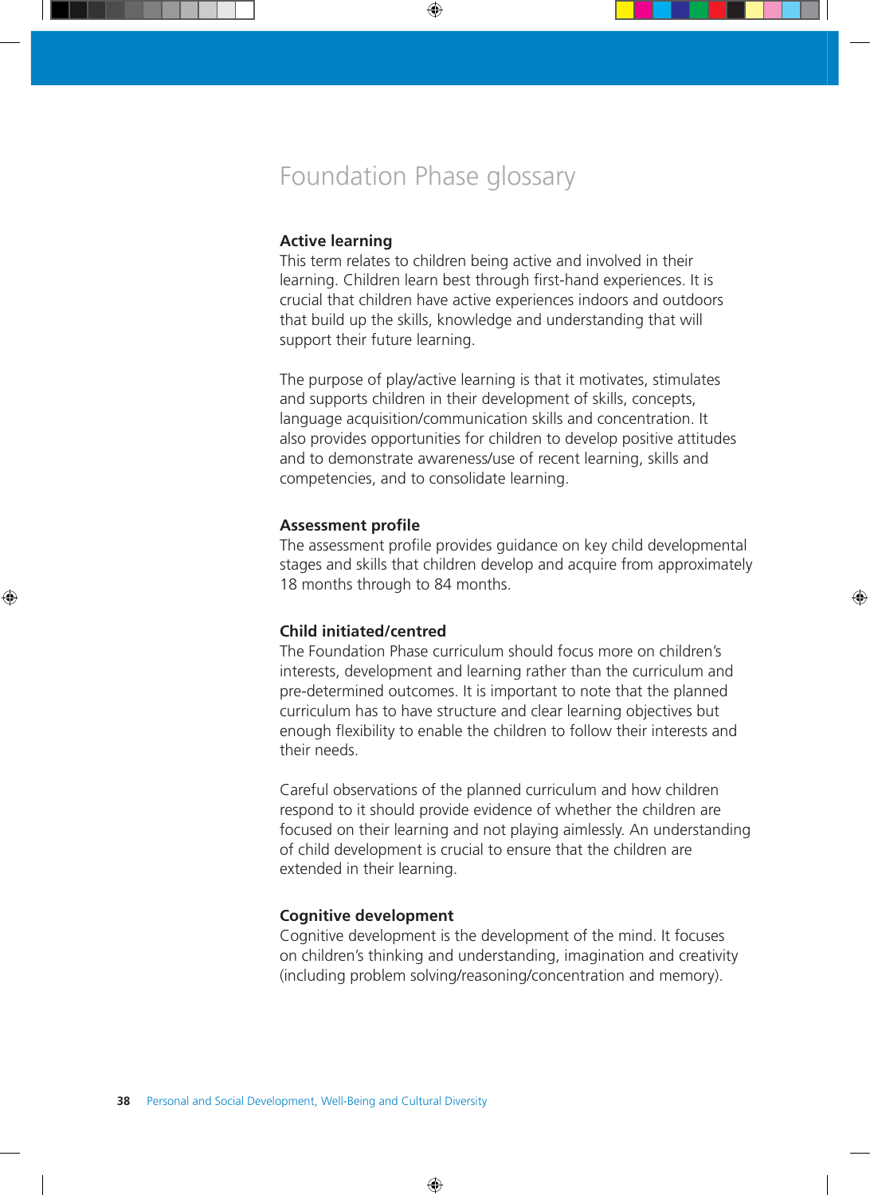# Foundation Phase glossary

### Active learning

This term relates to children being active and involved in their learning. Children learn best through first-hand experiences. It is crucial that children have active experiences indoors and outdoors that build up the skills, knowledge and understanding that will support their future learning.

The purpose of play/active learning is that it motivates, stimulates and supports children in their development of skills, concepts, language acquisition/communication skills and concentration. It also provides opportunities for children to develop positive attitudes and to demonstrate awareness/use of recent learning, skills and competencies, and to consolidate learning.

### Assessment profile

The assessment profile provides guidance on key child developmental stages and skills that children develop and acquire from approximately 18 months through to 84 months.

### Child initiated/centred

The Foundation Phase curriculum should focus more on children's interests, development and learning rather than the curriculum and pre-determined outcomes. It is important to note that the planned curriculum has to have structure and clear learning objectives but enough flexibility to enable the children to follow their interests and their needs.

Careful observations of the planned curriculum and how children respond to it should provide evidence of whether the children are focused on their learning and not playing aimlessly. An understanding of child development is crucial to ensure that the children are extended in their learning.

### Cognitive development

Cognitive development is the development of the mind. It focuses on children's thinking and understanding, imagination and creativity (including problem solving/reasoning/concentration and memory).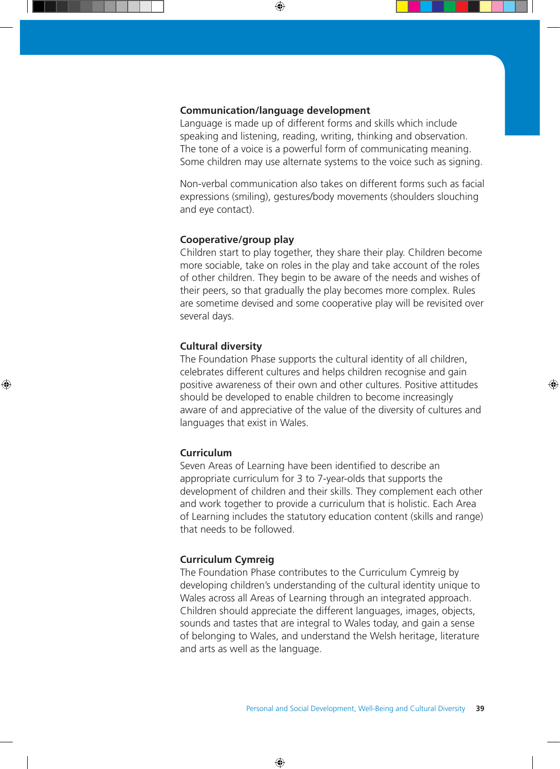### Communication/language development

Language is made up of different forms and skills which include speaking and listening, reading, writing, thinking and observation. The tone of a voice is a powerful form of communicating meaning. Some children may use alternate systems to the voice such as signing.

Non-verbal communication also takes on different forms such as facial expressions (smiling), gestures/body movements (shoulders slouching and eye contact).

### Cooperative/group play

Children start to play together, they share their play. Children become more sociable, take on roles in the play and take account of the roles of other children. They begin to be aware of the needs and wishes of their peers, so that gradually the play becomes more complex. Rules are sometime devised and some cooperative play will be revisited over several days.

### Cultural diversity

The Foundation Phase supports the cultural identity of all children, celebrates different cultures and helps children recognise and gain positive awareness of their own and other cultures. Positive attitudes should be developed to enable children to become increasingly aware of and appreciative of the value of the diversity of cultures and languages that exist in Wales.

### Curriculum

Seven Areas of Learning have been identified to describe an appropriate curriculum for 3 to 7-year-olds that supports the development of children and their skills. They complement each other and work together to provide a curriculum that is holistic. Each Area of Learning includes the statutory education content (skills and range) that needs to be followed.

### Curriculum Cymreig

The Foundation Phase contributes to the Curriculum Cymreig by developing children's understanding of the cultural identity unique to Wales across all Areas of Learning through an integrated approach. Children should appreciate the different languages, images, objects, sounds and tastes that are integral to Wales today, and gain a sense of belonging to Wales, and understand the Welsh heritage, literature and arts as well as the language.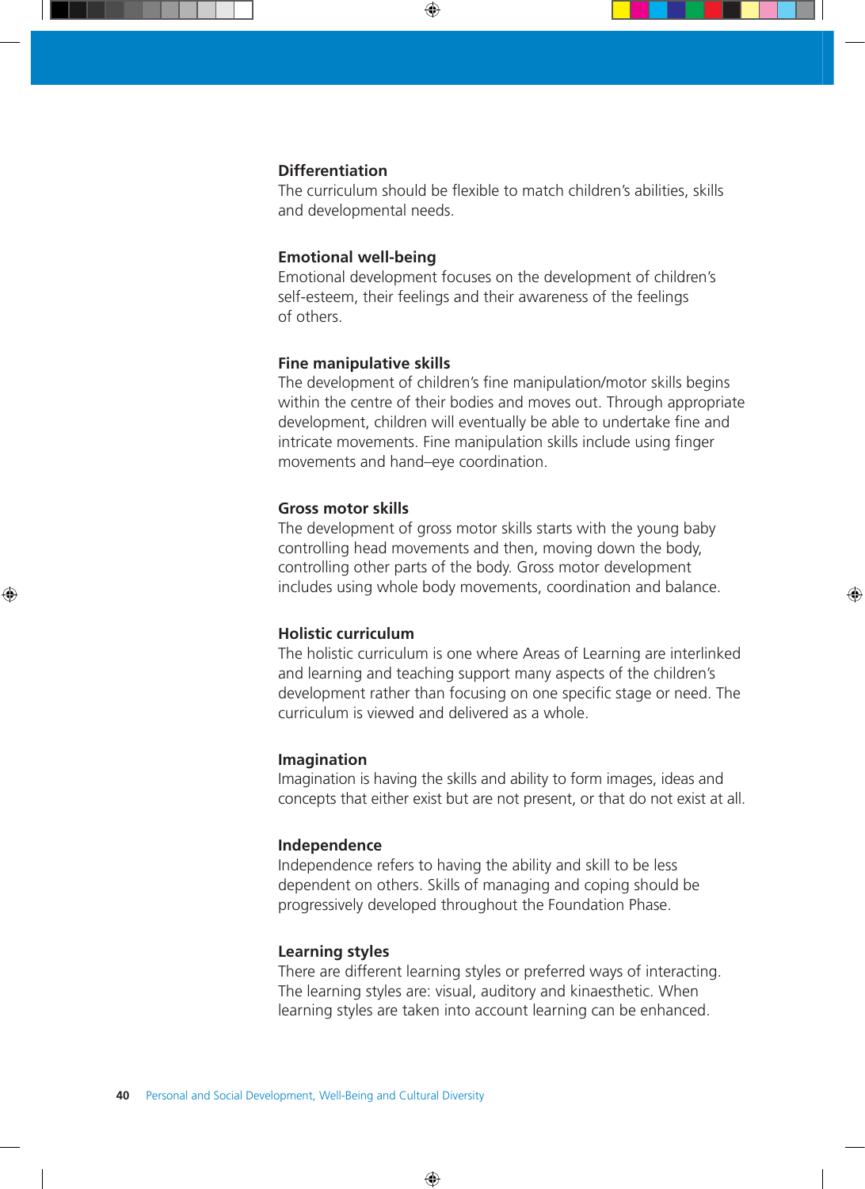**Differentiation**
The curriculum should be flexible to match children's abilities, skills and developmental needs.

**Emotional well-being**
Emotional development focuses on the development of children's self-esteem, their feelings and their awareness of the feelings of others.

**Fine manipulative skills**
The development of children's fine manipulation/motor skills begins within the centre of their bodies and moves out. Through appropriate development, children will eventually be able to undertake fine and intricate movements. Fine manipulation skills include using finger movements and hand–eye coordination.

**Gross motor skills**
The development of gross motor skills starts with the young baby controlling head movements and then, moving down the body, controlling other parts of the body. Gross motor development includes using whole body movements, coordination and balance.

**Holistic curriculum**
The holistic curriculum is one where Areas of Learning are interlinked and learning and teaching support many aspects of the children's development rather than focusing on one specific stage or need. The curriculum is viewed and delivered as a whole.

**Imagination**
Imagination is having the skills and ability to form images, ideas and concepts that either exist but are not present, or that do not exist at all.

**Independence**
Independence refers to having the ability and skill to be less dependent on others. Skills of managing and coping should be progressively developed throughout the Foundation Phase.

**Learning styles**
There are different learning styles or preferred ways of interacting. The learning styles are: visual, auditory and kinaesthetic. When learning styles are taken into account learning can be enhanced.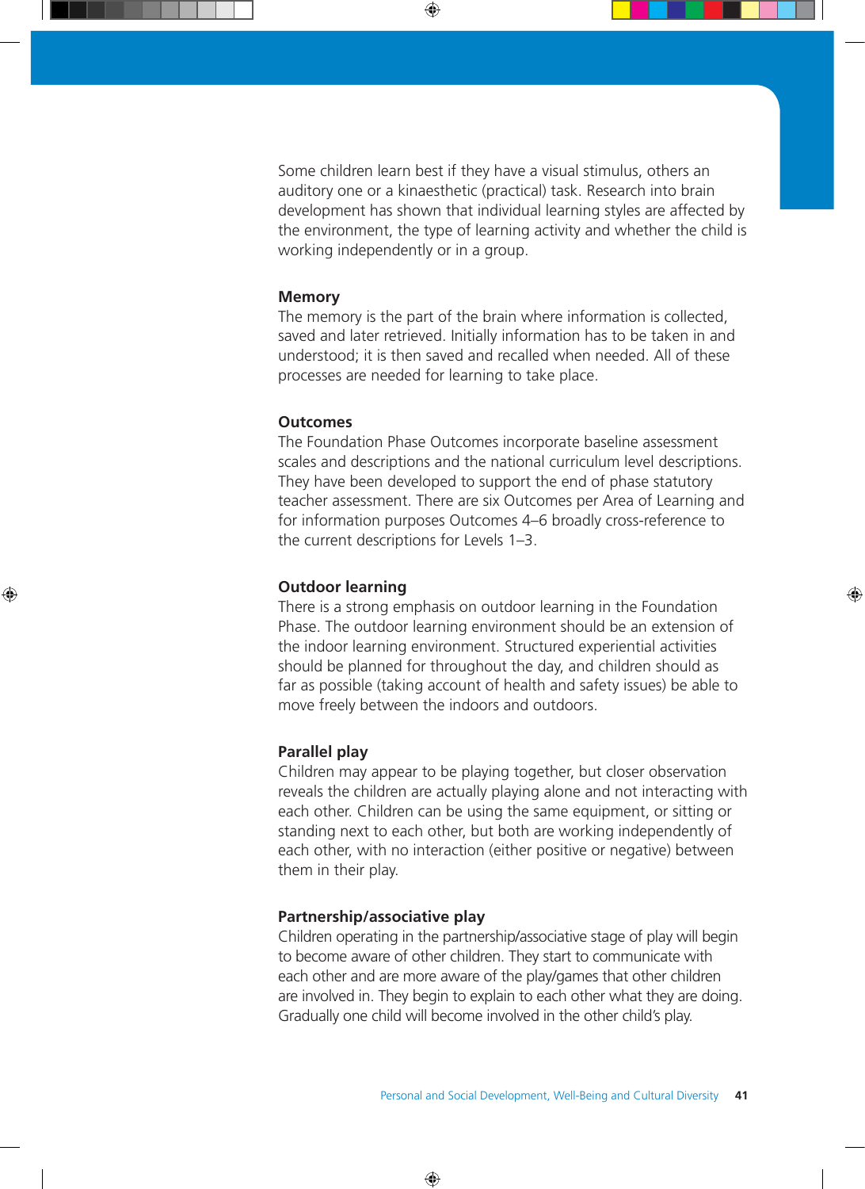Some children learn best if they have a visual stimulus, others an auditory one or a kinaesthetic (practical) task. Research into brain development has shown that individual learning styles are affected by the environment, the type of learning activity and whether the child is working independently or in a group.

**Memory**

The memory is the part of the brain where information is collected, saved and later retrieved. Initially information has to be taken in and understood; it is then saved and recalled when needed. All of these processes are needed for learning to take place.

**Outcomes**

The Foundation Phase Outcomes incorporate baseline assessment scales and descriptions and the national curriculum level descriptions. They have been developed to support the end of phase statutory teacher assessment. There are six Outcomes per Area of Learning and for information purposes Outcomes 4–6 broadly cross-reference to the current descriptions for Levels 1–3.

**Outdoor learning**

There is a strong emphasis on outdoor learning in the Foundation Phase. The outdoor learning environment should be an extension of the indoor learning environment. Structured experiential activities should be planned for throughout the day, and children should as far as possible (taking account of health and safety issues) be able to move freely between the indoors and outdoors.

**Parallel play**

Children may appear to be playing together, but closer observation reveals the children are actually playing alone and not interacting with each other. Children can be using the same equipment, or sitting or standing next to each other, but both are working independently of each other, with no interaction (either positive or negative) between them in their play.

**Partnership/associative play**

Children operating in the partnership/associative stage of play will begin to become aware of other children. They start to communicate with each other and are more aware of the play/games that other children are involved in. They begin to explain to each other what they are doing. Gradually one child will become involved in the other child's play.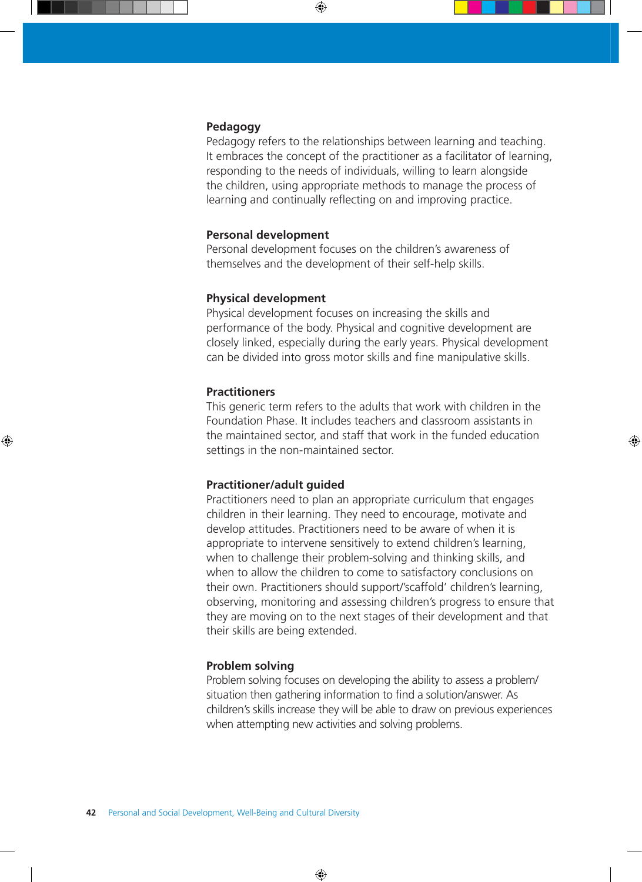**Pedagogy**
Pedagogy refers to the relationships between learning and teaching. It embraces the concept of the practitioner as a facilitator of learning, responding to the needs of individuals, willing to learn alongside the children, using appropriate methods to manage the process of learning and continually reflecting on and improving practice.

**Personal development**
Personal development focuses on the children's awareness of themselves and the development of their self-help skills.

**Physical development**
Physical development focuses on increasing the skills and performance of the body. Physical and cognitive development are closely linked, especially during the early years. Physical development can be divided into gross motor skills and fine manipulative skills.

**Practitioners**
This generic term refers to the adults that work with children in the Foundation Phase. It includes teachers and classroom assistants in the maintained sector, and staff that work in the funded education settings in the non-maintained sector.

**Practitioner/adult guided**
Practitioners need to plan an appropriate curriculum that engages children in their learning. They need to encourage, motivate and develop attitudes. Practitioners need to be aware of when it is appropriate to intervene sensitively to extend children's learning, when to challenge their problem-solving and thinking skills, and when to allow the children to come to satisfactory conclusions on their own. Practitioners should support/'scaffold' children's learning, observing, monitoring and assessing children's progress to ensure that they are moving on to the next stages of their development and that their skills are being extended.

**Problem solving**
Problem solving focuses on developing the ability to assess a problem/situation then gathering information to find a solution/answer. As children's skills increase they will be able to draw on previous experiences when attempting new activities and solving problems.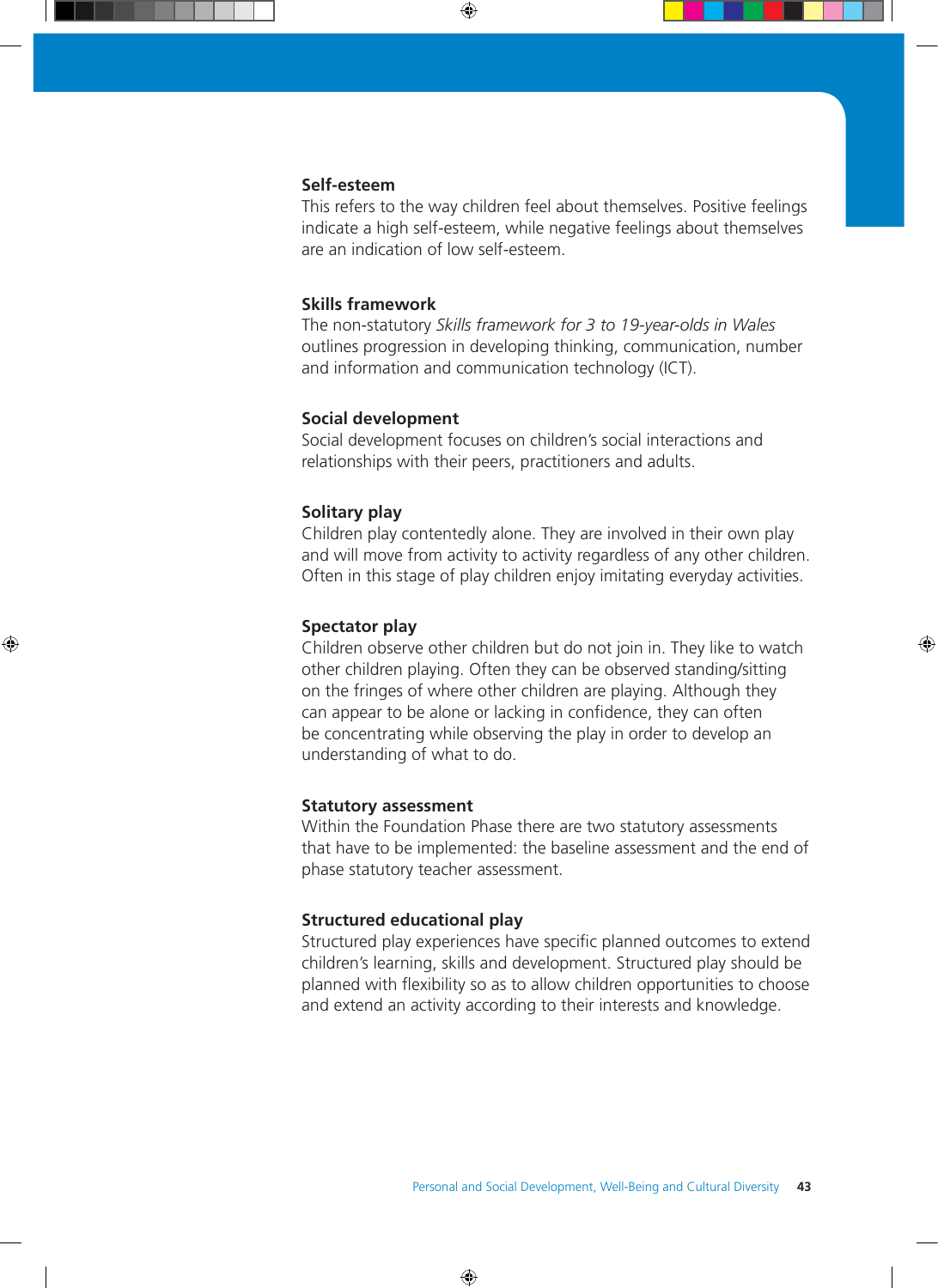### Self-esteem

This refers to the way children feel about themselves. Positive feelings indicate a high self-esteem, while negative feelings about themselves are an indication of low self-esteem.

### Skills framework

The non-statutory *Skills framework for 3 to 19-year-olds in Wales* outlines progression in developing thinking, communication, number and information and communication technology (ICT).

### Social development

Social development focuses on children's social interactions and relationships with their peers, practitioners and adults.

### Solitary play

Children play contentedly alone. They are involved in their own play and will move from activity to activity regardless of any other children. Often in this stage of play children enjoy imitating everyday activities.

### Spectator play

Children observe other children but do not join in. They like to watch other children playing. Often they can be observed standing/sitting on the fringes of where other children are playing. Although they can appear to be alone or lacking in confidence, they can often be concentrating while observing the play in order to develop an understanding of what to do.

### Statutory assessment

Within the Foundation Phase there are two statutory assessments that have to be implemented: the baseline assessment and the end of phase statutory teacher assessment.

### Structured educational play

Structured play experiences have specific planned outcomes to extend children's learning, skills and development. Structured play should be planned with flexibility so as to allow children opportunities to choose and extend an activity according to their interests and knowledge.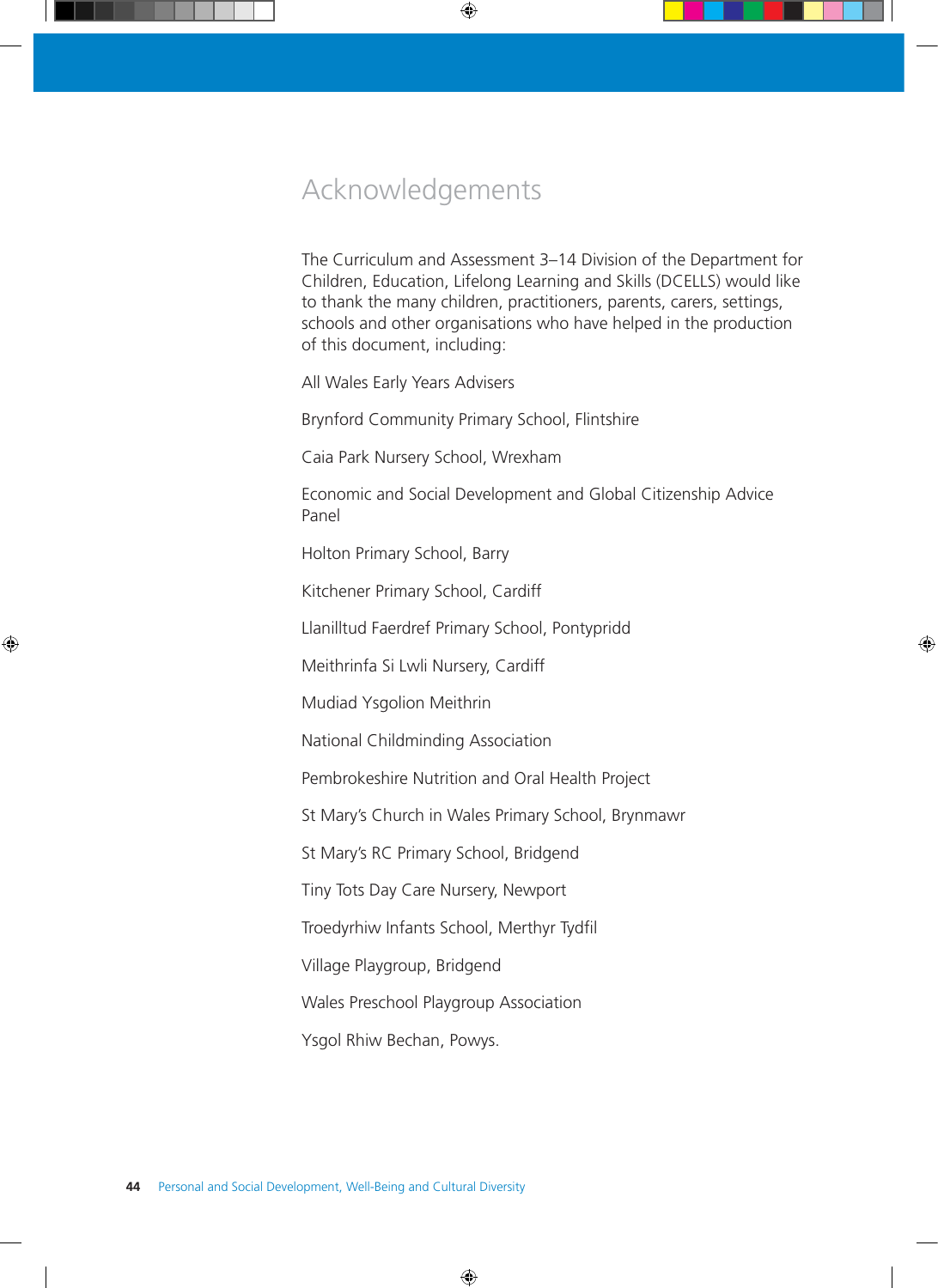# Acknowledgements

The Curriculum and Assessment 3–14 Division of the Department for Children, Education, Lifelong Learning and Skills (DCELLS) would like to thank the many children, practitioners, parents, carers, settings, schools and other organisations who have helped in the production of this document, including:

All Wales Early Years Advisers

Brynford Community Primary School, Flintshire

Caia Park Nursery School, Wrexham

Economic and Social Development and Global Citizenship Advice Panel

Holton Primary School, Barry

Kitchener Primary School, Cardiff

Llanilltud Faerdref Primary School, Pontypridd

Meithrinfa Si Lwli Nursery, Cardiff

Mudiad Ysgolion Meithrin

National Childminding Association

Pembrokeshire Nutrition and Oral Health Project

St Mary's Church in Wales Primary School, Brynmawr

St Mary's RC Primary School, Bridgend

Tiny Tots Day Care Nursery, Newport

Troedyrhiw Infants School, Merthyr Tydfil

Village Playgroup, Bridgend

Wales Preschool Playgroup Association

Ysgol Rhiw Bechan, Powys.